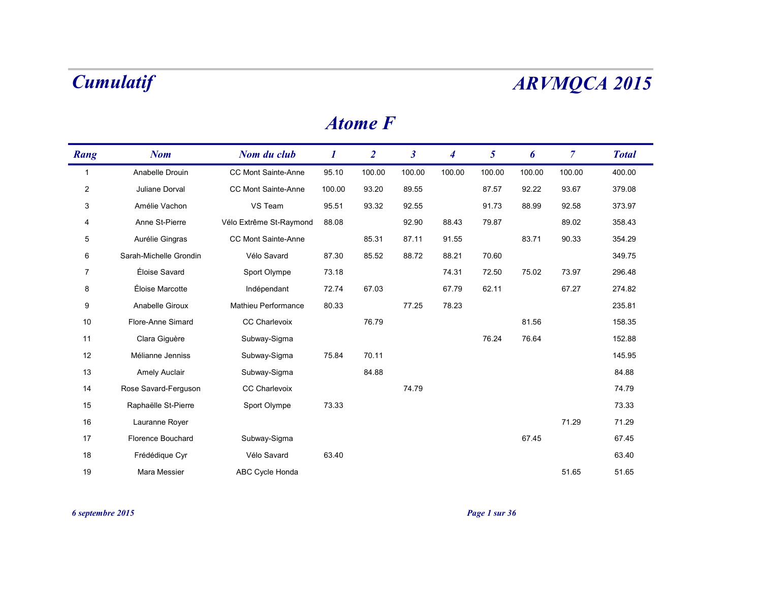# Atome F

| Rang | Nom | Nom du club | 1 | 2 | 3 | 4 | 5 | 6 | 7 | Total |
|---|---|---|---|---|---|---|---|---|---|---|
| 1 | Anabelle Drouin | CC Mont Sainte-Anne | 95.10 | 100.00 | 100.00 | 100.00 | 100.00 | 100.00 | 100.00 | 400.00 |
| 2 | Juliane Dorval | CC Mont Sainte-Anne | 100.00 | 93.20 | 89.55 | | 87.57 | 92.22 | 93.67 | 379.08 |
| 3 | Amélie Vachon | VS Team | 95.51 | 93.32 | 92.55 | | 91.73 | 88.99 | 92.58 | 373.97 |
| 4 | Anne St-Pierre | Vélo Extrême St-Raymond | 88.08 | | 92.90 | 88.43 | 79.87 | | 89.02 | 358.43 |
| 5 | Aurélie Gingras | CC Mont Sainte-Anne | | 85.31 | 87.11 | 91.55 | | 83.71 | 90.33 | 354.29 |
| 6 | Sarah-Michelle Grondin | Vélo Savard | 87.30 | 85.52 | 88.72 | 88.21 | 70.60 | | | 349.75 |
| 7 | Éloise Savard | Sport Olympe | 73.18 | | | 74.31 | 72.50 | 75.02 | 73.97 | 296.48 |
| 8 | Éloise Marcotte | Indépendant | 72.74 | 67.03 | | 67.79 | 62.11 | | 67.27 | 274.82 |
| 9 | Anabelle Giroux | Mathieu Performance | 80.33 | | 77.25 | 78.23 | | | | 235.81 |
| 10 | Flore-Anne Simard | CC Charlevoix | | 76.79 | | | | 81.56 | | 158.35 |
| 11 | Clara Giguère | Subway-Sigma | | | | | 76.24 | 76.64 | | 152.88 |
| 12 | Mélianne Jenniss | Subway-Sigma | 75.84 | 70.11 | | | | | | 145.95 |
| 13 | Amely Auclair | Subway-Sigma | | 84.88 | | | | | | 84.88 |
| 14 | Rose Savard-Ferguson | CC Charlevoix | | | 74.79 | | | | | 74.79 |
| 15 | Raphaëlle St-Pierre | Sport Olympe | 73.33 | | | | | | | 73.33 |
| 16 | Lauranne Royer | | | | | | | | 71.29 | 71.29 |
| 17 | Florence Bouchard | Subway-Sigma | | | | | | 67.45 | | 67.45 |
| 18 | Frédédique Cyr | Vélo Savard | 63.40 | | | | | | | 63.40 |
| 19 | Mara Messier | ABC Cycle Honda | | | | | | | 51.65 | 51.65 |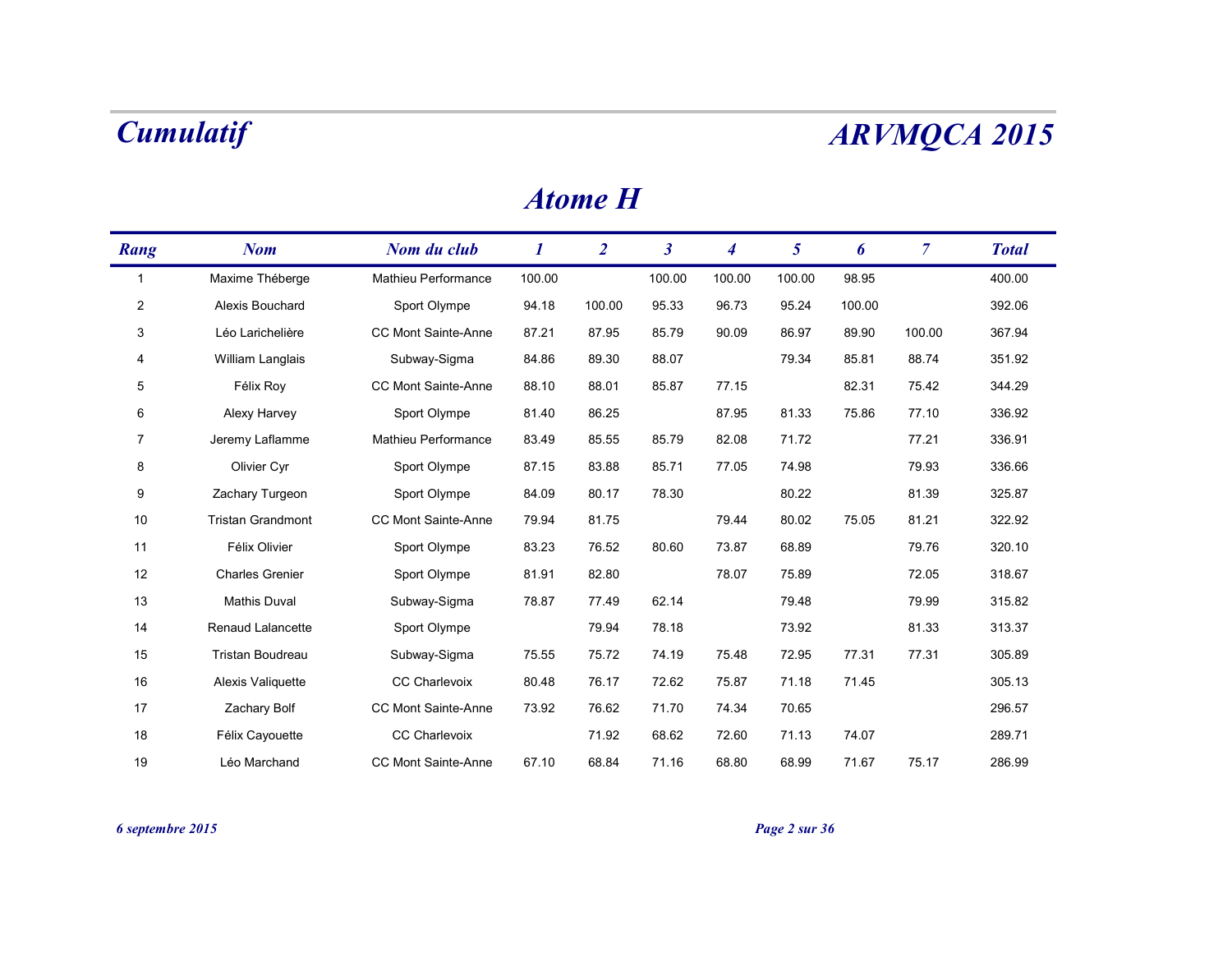# Atome H

| Rang | Nom | Nom du club | 1 | 2 | 3 | 4 | 5 | 6 | 7 | Total |
|---|---|---|---|---|---|---|---|---|---|---|
| 1 | Maxime Théberge | Mathieu Performance | 100.00 | | 100.00 | 100.00 | 100.00 | 98.95 | | 400.00 |
| 2 | Alexis Bouchard | Sport Olympe | 94.18 | 100.00 | 95.33 | 96.73 | 95.24 | 100.00 | | 392.06 |
| 3 | Léo Larichelière | CC Mont Sainte-Anne | 87.21 | 87.95 | 85.79 | 90.09 | 86.97 | 89.90 | 100.00 | 367.94 |
| 4 | William Langlais | Subway-Sigma | 84.86 | 89.30 | 88.07 | | 79.34 | 85.81 | 88.74 | 351.92 |
| 5 | Félix Roy | CC Mont Sainte-Anne | 88.10 | 88.01 | 85.87 | 77.15 | | 82.31 | 75.42 | 344.29 |
| 6 | Alexy Harvey | Sport Olympe | 81.40 | 86.25 | | 87.95 | 81.33 | 75.86 | 77.10 | 336.92 |
| 7 | Jeremy Laflamme | Mathieu Performance | 83.49 | 85.55 | 85.79 | 82.08 | 71.72 | | 77.21 | 336.91 |
| 8 | Olivier Cyr | Sport Olympe | 87.15 | 83.88 | 85.71 | 77.05 | 74.98 | | 79.93 | 336.66 |
| 9 | Zachary Turgeon | Sport Olympe | 84.09 | 80.17 | 78.30 | | 80.22 | | 81.39 | 325.87 |
| 10 | Tristan Grandmont | CC Mont Sainte-Anne | 79.94 | 81.75 | | 79.44 | 80.02 | 75.05 | 81.21 | 322.92 |
| 11 | Félix Olivier | Sport Olympe | 83.23 | 76.52 | 80.60 | 73.87 | 68.89 | | 79.76 | 320.10 |
| 12 | Charles Grenier | Sport Olympe | 81.91 | 82.80 | | 78.07 | 75.89 | | 72.05 | 318.67 |
| 13 | Mathis Duval | Subway-Sigma | 78.87 | 77.49 | 62.14 | | 79.48 | | 79.99 | 315.82 |
| 14 | Renaud Lalancette | Sport Olympe | | 79.94 | 78.18 | | 73.92 | | 81.33 | 313.37 |
| 15 | Tristan Boudreau | Subway-Sigma | 75.55 | 75.72 | 74.19 | 75.48 | 72.95 | 77.31 | 77.31 | 305.89 |
| 16 | Alexis Valiquette | CC Charlevoix | 80.48 | 76.17 | 72.62 | 75.87 | 71.18 | 71.45 | | 305.13 |
| 17 | Zachary Bolf | CC Mont Sainte-Anne | 73.92 | 76.62 | 71.70 | 74.34 | 70.65 | | | 296.57 |
| 18 | Félix Cayouette | CC Charlevoix | | 71.92 | 68.62 | 72.60 | 71.13 | 74.07 | | 289.71 |
| 19 | Léo Marchand | CC Mont Sainte-Anne | 67.10 | 68.84 | 71.16 | 68.80 | 68.99 | 71.67 | 75.17 | 286.99 |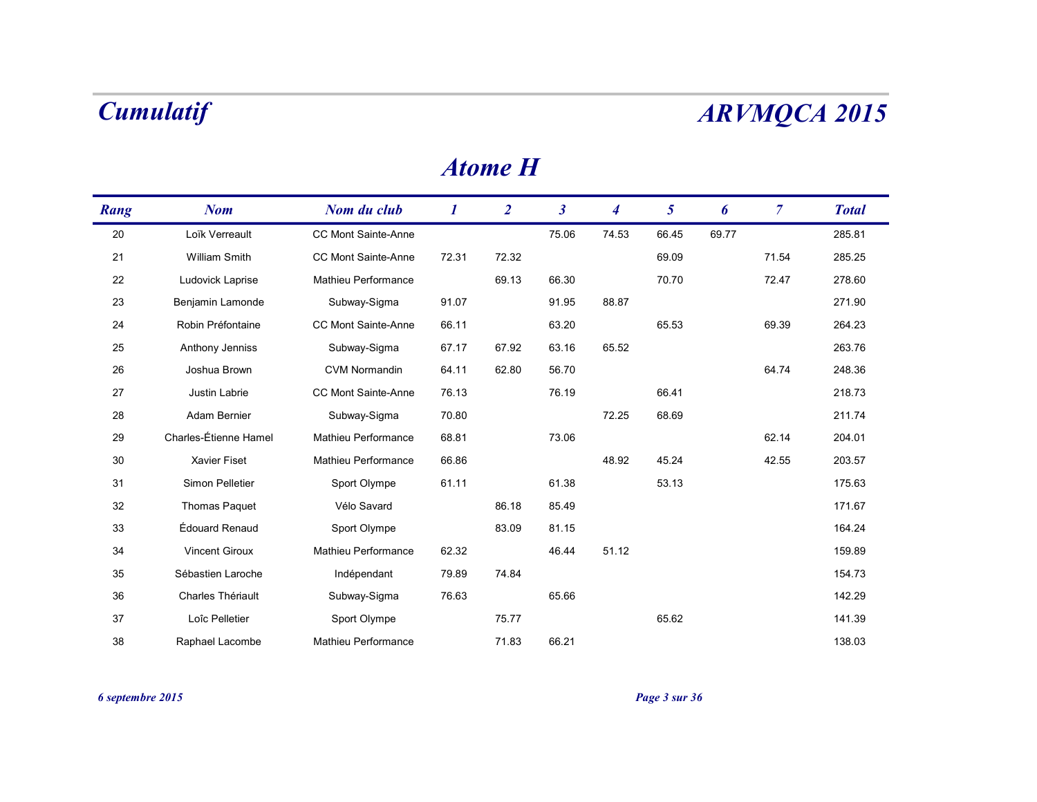## Atome H

| Rang | Nom | Nom du club | 1 | 2 | 3 | 4 | 5 | 6 | 7 | Total |
|---|---|---|---|---|---|---|---|---|---|---|
| 20 | Loïk Verreault | CC Mont Sainte-Anne | | | 75.06 | 74.53 | 66.45 | 69.77 | | 285.81 |
| 21 | William Smith | CC Mont Sainte-Anne | 72.31 | 72.32 | | | 69.09 | | 71.54 | 285.25 |
| 22 | Ludovick Laprise | Mathieu Performance | | 69.13 | 66.30 | | 70.70 | | 72.47 | 278.60 |
| 23 | Benjamin Lamonde | Subway-Sigma | 91.07 | | 91.95 | 88.87 | | | | 271.90 |
| 24 | Robin Préfontaine | CC Mont Sainte-Anne | 66.11 | | 63.20 | | 65.53 | | 69.39 | 264.23 |
| 25 | Anthony Jenniss | Subway-Sigma | 67.17 | 67.92 | 63.16 | 65.52 | | | | 263.76 |
| 26 | Joshua Brown | CVM Normandin | 64.11 | 62.80 | 56.70 | | | | 64.74 | 248.36 |
| 27 | Justin Labrie | CC Mont Sainte-Anne | 76.13 | | 76.19 | | 66.41 | | | 218.73 |
| 28 | Adam Bernier | Subway-Sigma | 70.80 | | | 72.25 | 68.69 | | | 211.74 |
| 29 | Charles-Étienne Hamel | Mathieu Performance | 68.81 | | 73.06 | | | | 62.14 | 204.01 |
| 30 | Xavier Fiset | Mathieu Performance | 66.86 | | | 48.92 | 45.24 | | 42.55 | 203.57 |
| 31 | Simon Pelletier | Sport Olympe | 61.11 | | 61.38 | | 53.13 | | | 175.63 |
| 32 | Thomas Paquet | Vélo Savard | | 86.18 | 85.49 | | | | | 171.67 |
| 33 | Édouard Renaud | Sport Olympe | | 83.09 | 81.15 | | | | | 164.24 |
| 34 | Vincent Giroux | Mathieu Performance | 62.32 | | 46.44 | 51.12 | | | | 159.89 |
| 35 | Sébastien Laroche | Indépendant | 79.89 | 74.84 | | | | | | 154.73 |
| 36 | Charles Thériault | Subway-Sigma | 76.63 | | 65.66 | | | | | 142.29 |
| 37 | Loïc Pelletier | Sport Olympe | | 75.77 | | | 65.62 | | | 141.39 |
| 38 | Raphael Lacombe | Mathieu Performance | | 71.83 | 66.21 | | | | | 138.03 |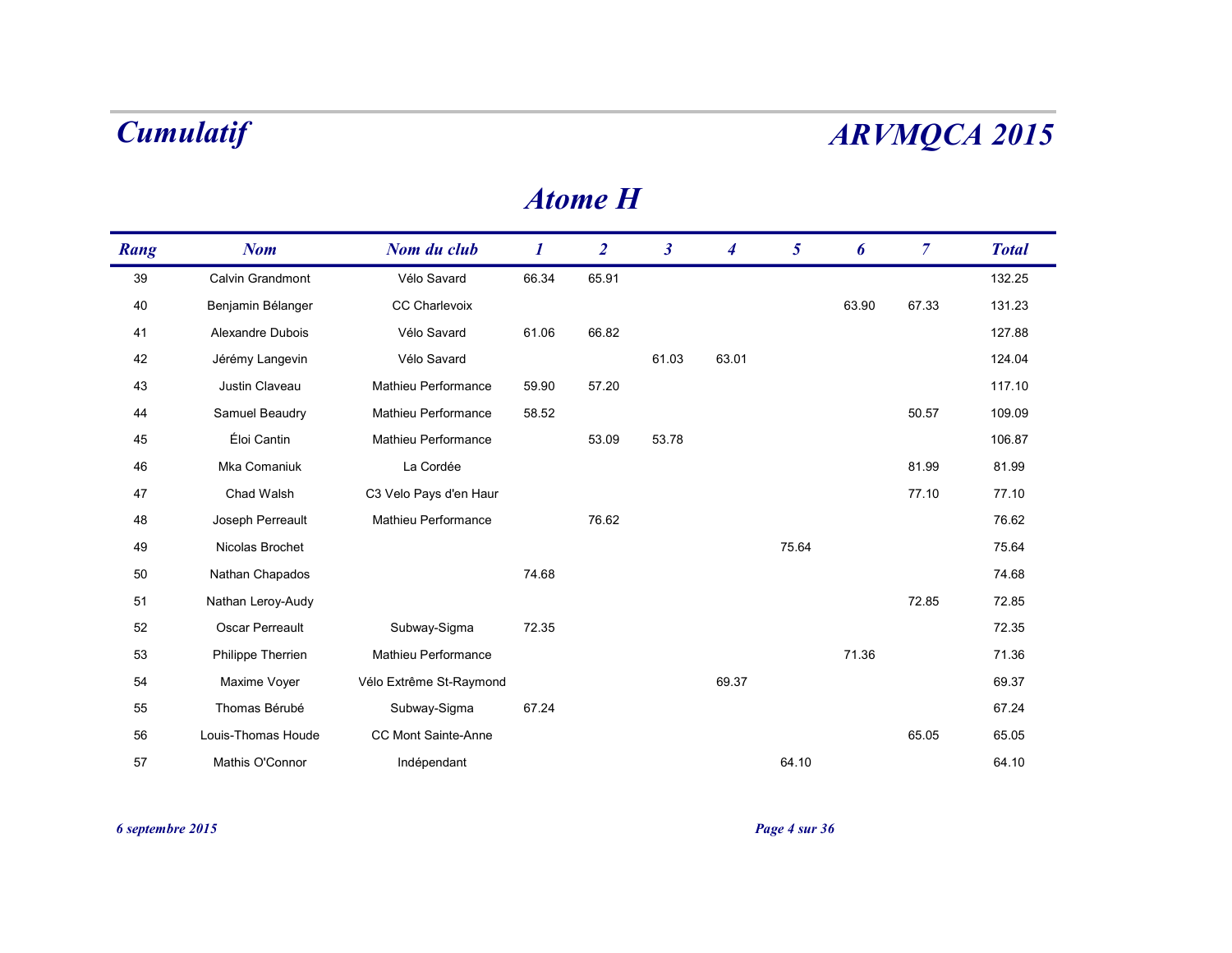# Cumulatif

# ARVMQCA 2015

## Atome H

| Rang | Nom | Nom du club | 1 | 2 | 3 | 4 | 5 | 6 | 7 | Total |
|---|---|---|---|---|---|---|---|---|---|---|
| 39 | Calvin Grandmont | Vélo Savard | 66.34 | 65.91 | | | | | | 132.25 |
| 40 | Benjamin Bélanger | CC Charlevoix | | | | | | 63.90 | 67.33 | 131.23 |
| 41 | Alexandre Dubois | Vélo Savard | 61.06 | 66.82 | | | | | | 127.88 |
| 42 | Jérémy Langevin | Vélo Savard | | | 61.03 | 63.01 | | | | 124.04 |
| 43 | Justin Claveau | Mathieu Performance | 59.90 | 57.20 | | | | | | 117.10 |
| 44 | Samuel Beaudry | Mathieu Performance | 58.52 | | | | | | 50.57 | 109.09 |
| 45 | Éloi Cantin | Mathieu Performance | | 53.09 | 53.78 | | | | | 106.87 |
| 46 | Mka Comaniuk | La Cordée | | | | | | | 81.99 | 81.99 |
| 47 | Chad Walsh | C3 Velo Pays d'en Haur | | | | | | | 77.10 | 77.10 |
| 48 | Joseph Perreault | Mathieu Performance | | 76.62 | | | | | | 76.62 |
| 49 | Nicolas Brochet | | | | | | 75.64 | | | 75.64 |
| 50 | Nathan Chapados | | 74.68 | | | | | | | 74.68 |
| 51 | Nathan Leroy-Audy | | | | | | | | 72.85 | 72.85 |
| 52 | Oscar Perreault | Subway-Sigma | 72.35 | | | | | | | 72.35 |
| 53 | Philippe Therrien | Mathieu Performance | | | | | | 71.36 | | 71.36 |
| 54 | Maxime Voyer | Vélo Extrême St-Raymond | | | | 69.37 | | | | 69.37 |
| 55 | Thomas Bérubé | Subway-Sigma | 67.24 | | | | | | | 67.24 |
| 56 | Louis-Thomas Houde | CC Mont Sainte-Anne | | | | | | | 65.05 | 65.05 |
| 57 | Mathis O'Connor | Indépendant | | | | | 64.10 | | | 64.10 |

*6 septembre 2015*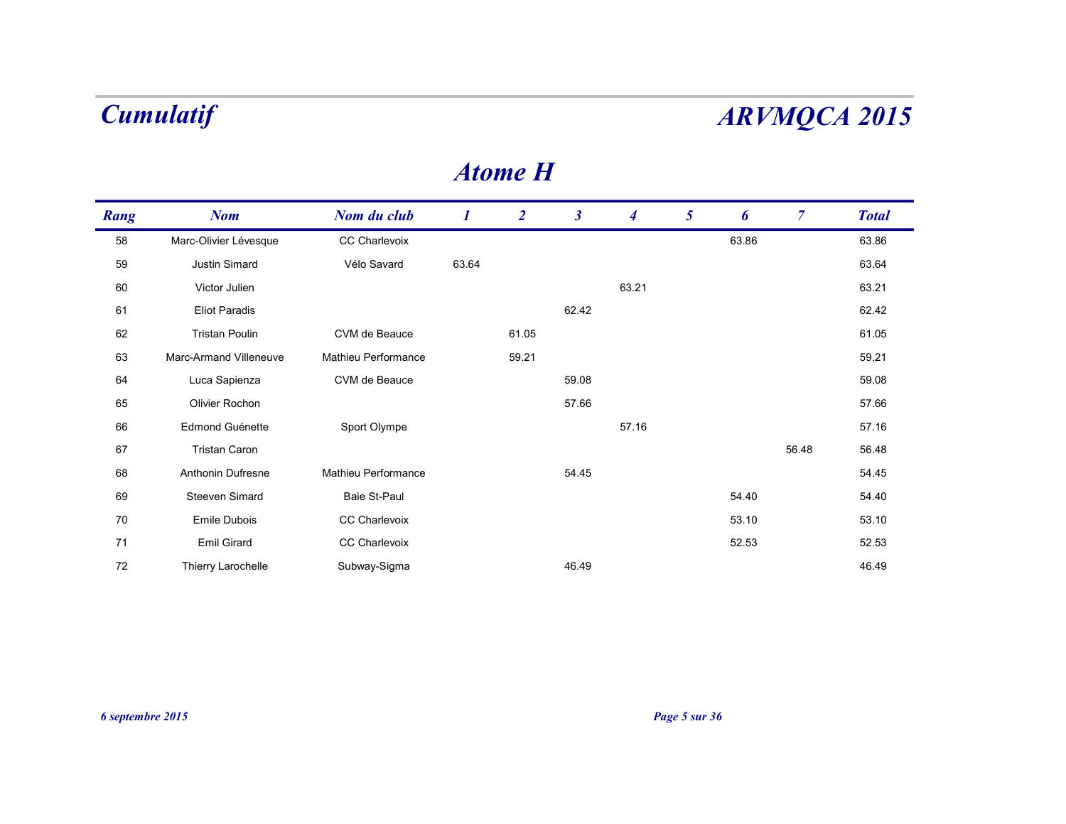# Cumulatif

# ARVMQCA 2015

## Atome H

| Rang | Nom | Nom du club | 1 | 2 | 3 | 4 | 5 | 6 | 7 | Total |
|---|---|---|---|---|---|---|---|---|---|---|
| 58 | Marc-Olivier Lévesque | CC Charlevoix | | | | | | 63.86 | | 63.86 |
| 59 | Justin Simard | Vélo Savard | 63.64 | | | | | | | 63.64 |
| 60 | Victor Julien | | | | | 63.21 | | | | 63.21 |
| 61 | Eliot Paradis | | | | 62.42 | | | | | 62.42 |
| 62 | Tristan Poulin | CVM de Beauce | | 61.05 | | | | | | 61.05 |
| 63 | Marc-Armand Villeneuve | Mathieu Performance | | 59.21 | | | | | | 59.21 |
| 64 | Luca Sapienza | CVM de Beauce | | | 59.08 | | | | | 59.08 |
| 65 | Olivier Rochon | | | | 57.66 | | | | | 57.66 |
| 66 | Edmond Guénette | Sport Olympe | | | | 57.16 | | | | 57.16 |
| 67 | Tristan Caron | | | | | | | | 56.48 | 56.48 |
| 68 | Anthonin Dufresne | Mathieu Performance | | | 54.45 | | | | | 54.45 |
| 69 | Steeven Simard | Baie St-Paul | | | | | | 54.40 | | 54.40 |
| 70 | Emile Dubois | CC Charlevoix | | | | | | 53.10 | | 53.10 |
| 71 | Emil Girard | CC Charlevoix | | | | | | 52.53 | | 52.53 |
| 72 | Thierry Larochelle | Subway-Sigma | | | 46.49 | | | | | 46.49 |

*6 septembre 2015*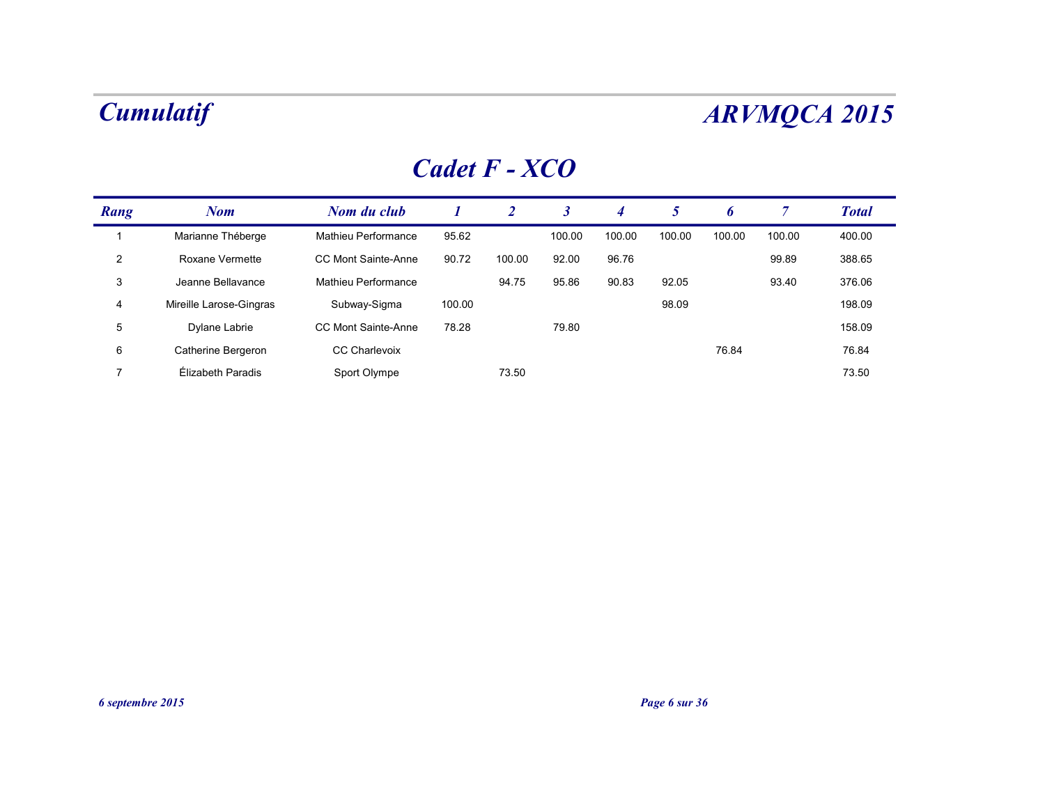# Cumulatif

# ARVMQCA 2015

## Cadet F - XCO

| Rang | Nom | Nom du club | 1 | 2 | 3 | 4 | 5 | 6 | 7 | Total |
|---|---|---|---|---|---|---|---|---|---|---|
| 1 | Marianne Théberge | Mathieu Performance | 95.62 | | 100.00 | 100.00 | 100.00 | 100.00 | 100.00 | 400.00 |
| 2 | Roxane Vermette | CC Mont Sainte-Anne | 90.72 | 100.00 | 92.00 | 96.76 | | | 99.89 | 388.65 |
| 3 | Jeanne Bellavance | Mathieu Performance | | 94.75 | 95.86 | 90.83 | 92.05 | | 93.40 | 376.06 |
| 4 | Mireille Larose-Gingras | Subway-Sigma | 100.00 | | | | 98.09 | | | 198.09 |
| 5 | Dylane Labrie | CC Mont Sainte-Anne | 78.28 | | 79.80 | | | | | 158.09 |
| 6 | Catherine Bergeron | CC Charlevoix | | | | | | 76.84 | | 76.84 |
| 7 | Élizabeth Paradis | Sport Olympe | | 73.50 | | | | | | 73.50 |

*6 septembre 2015*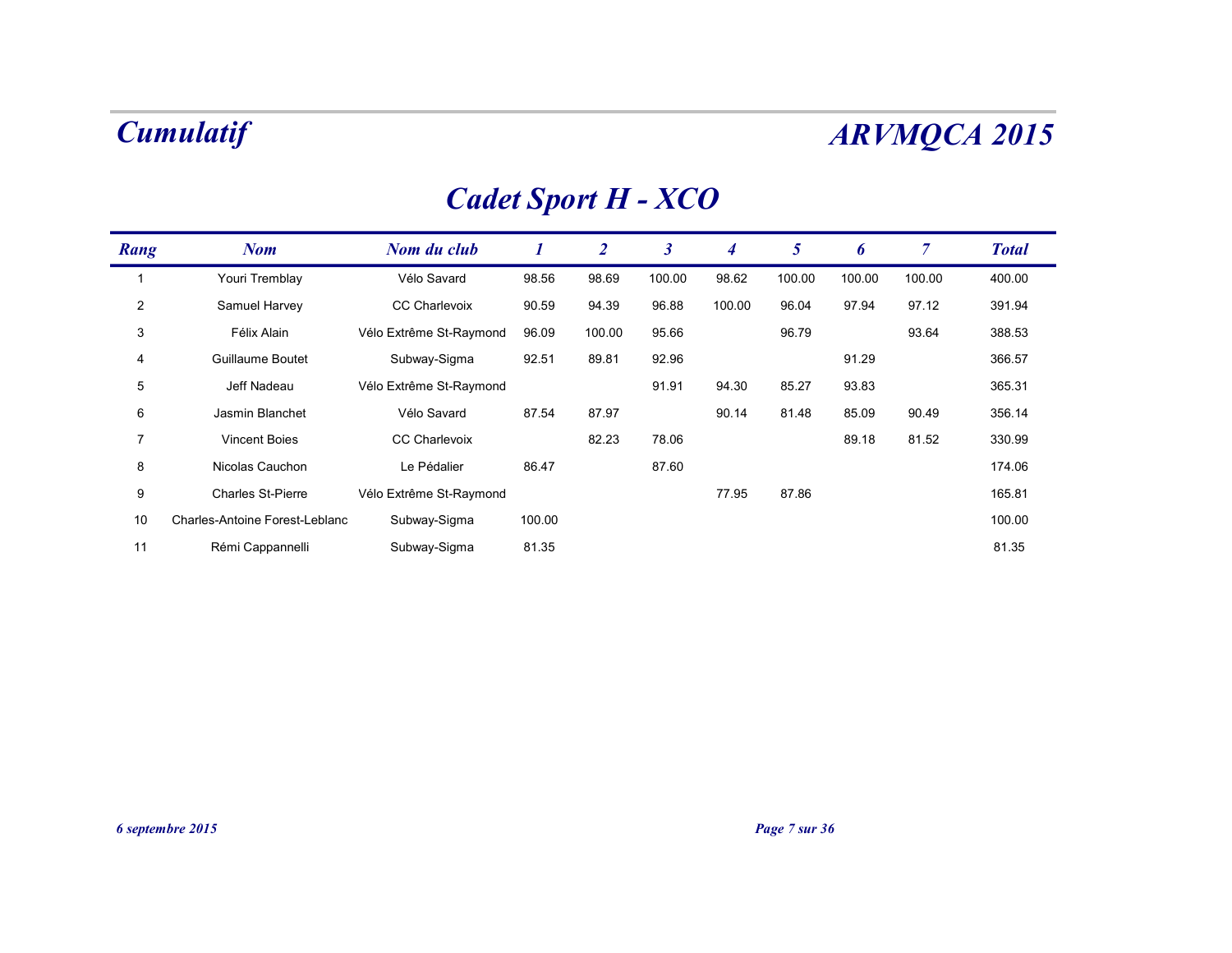# Cadet Sport H - XCO

| Rang | Nom | Nom du club | 1 | 2 | 3 | 4 | 5 | 6 | 7 | Total |
|---|---|---|---|---|---|---|---|---|---|---|
| 1 | Youri Tremblay | Vélo Savard | 98.56 | 98.69 | 100.00 | 98.62 | 100.00 | 100.00 | 100.00 | 400.00 |
| 2 | Samuel Harvey | CC Charlevoix | 90.59 | 94.39 | 96.88 | 100.00 | 96.04 | 97.94 | 97.12 | 391.94 |
| 3 | Félix Alain | Vélo Extrême St-Raymond | 96.09 | 100.00 | 95.66 | | 96.79 | | 93.64 | 388.53 |
| 4 | Guillaume Boutet | Subway-Sigma | 92.51 | 89.81 | 92.96 | | | 91.29 | | 366.57 |
| 5 | Jeff Nadeau | Vélo Extrême St-Raymond | | | 91.91 | 94.30 | 85.27 | 93.83 | | 365.31 |
| 6 | Jasmin Blanchet | Vélo Savard | 87.54 | 87.97 | | 90.14 | 81.48 | 85.09 | 90.49 | 356.14 |
| 7 | Vincent Boies | CC Charlevoix | | 82.23 | 78.06 | | | 89.18 | 81.52 | 330.99 |
| 8 | Nicolas Cauchon | Le Pédalier | 86.47 | | 87.60 | | | | | 174.06 |
| 9 | Charles St-Pierre | Vélo Extrême St-Raymond | | | | 77.95 | 87.86 | | | 165.81 |
| 10 | Charles-Antoine Forest-Leblanc | Subway-Sigma | 100.00 | | | | | | | 100.00 |
| 11 | Rémi Cappannelli | Subway-Sigma | 81.35 | | | | | | | 81.35 |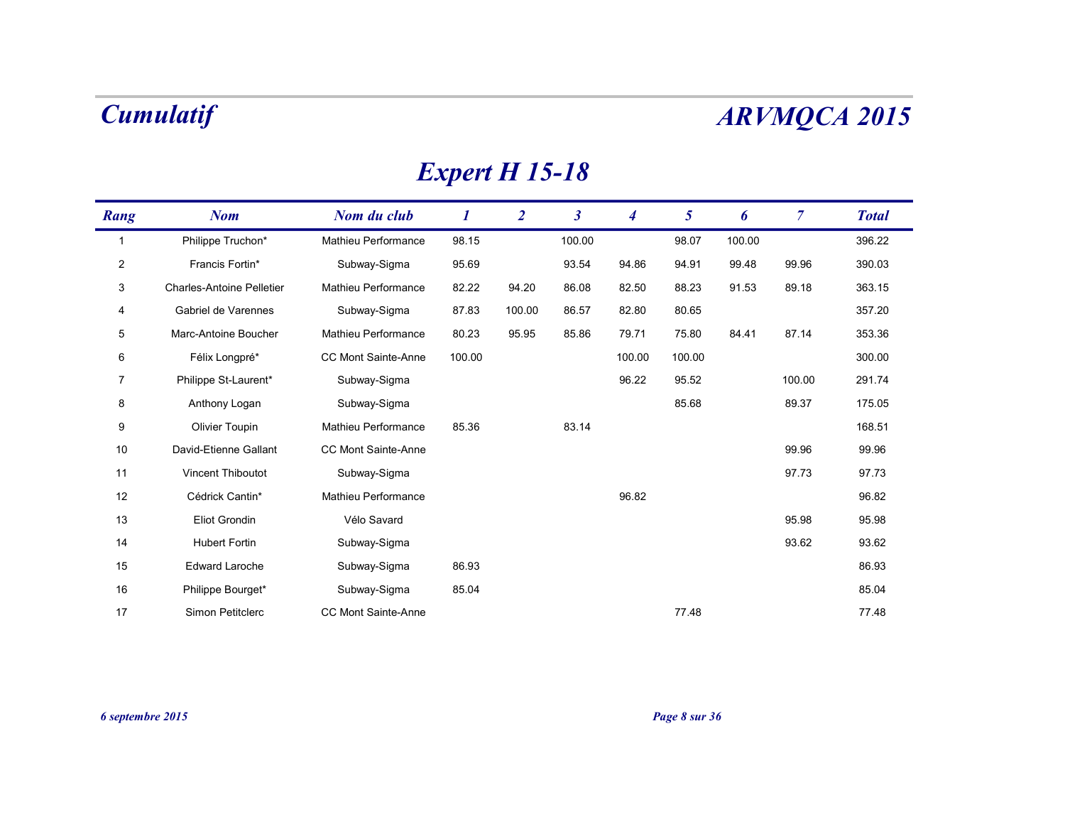# Cumulatif

# ARVMQCA 2015

## Expert H 15-18

| Rang | Nom | Nom du club | 1 | 2 | 3 | 4 | 5 | 6 | 7 | Total |
|---|---|---|---|---|---|---|---|---|---|---|
| 1 | Philippe Truchon* | Mathieu Performance | 98.15 | | 100.00 | | 98.07 | 100.00 | | 396.22 |
| 2 | Francis Fortin* | Subway-Sigma | 95.69 | | 93.54 | 94.86 | 94.91 | 99.48 | 99.96 | 390.03 |
| 3 | Charles-Antoine Pelletier | Mathieu Performance | 82.22 | 94.20 | 86.08 | 82.50 | 88.23 | 91.53 | 89.18 | 363.15 |
| 4 | Gabriel de Varennes | Subway-Sigma | 87.83 | 100.00 | 86.57 | 82.80 | 80.65 | | | 357.20 |
| 5 | Marc-Antoine Boucher | Mathieu Performance | 80.23 | 95.95 | 85.86 | 79.71 | 75.80 | 84.41 | 87.14 | 353.36 |
| 6 | Félix Longpré* | CC Mont Sainte-Anne | 100.00 | | | 100.00 | 100.00 | | | 300.00 |
| 7 | Philippe St-Laurent* | Subway-Sigma | | | | 96.22 | 95.52 | | 100.00 | 291.74 |
| 8 | Anthony Logan | Subway-Sigma | | | | | 85.68 | | 89.37 | 175.05 |
| 9 | Olivier Toupin | Mathieu Performance | 85.36 | | 83.14 | | | | | 168.51 |
| 10 | David-Etienne Gallant | CC Mont Sainte-Anne | | | | | | | 99.96 | 99.96 |
| 11 | Vincent Thiboutot | Subway-Sigma | | | | | | | 97.73 | 97.73 |
| 12 | Cédrick Cantin* | Mathieu Performance | | | | 96.82 | | | | 96.82 |
| 13 | Eliot Grondin | Vélo Savard | | | | | | | 95.98 | 95.98 |
| 14 | Hubert Fortin | Subway-Sigma | | | | | | | 93.62 | 93.62 |
| 15 | Edward Laroche | Subway-Sigma | 86.93 | | | | | | | 86.93 |
| 16 | Philippe Bourget* | Subway-Sigma | 85.04 | | | | | | | 85.04 |
| 17 | Simon Petitclerc | CC Mont Sainte-Anne | | | | | 77.48 | | | 77.48 |

*6 septembre 2015*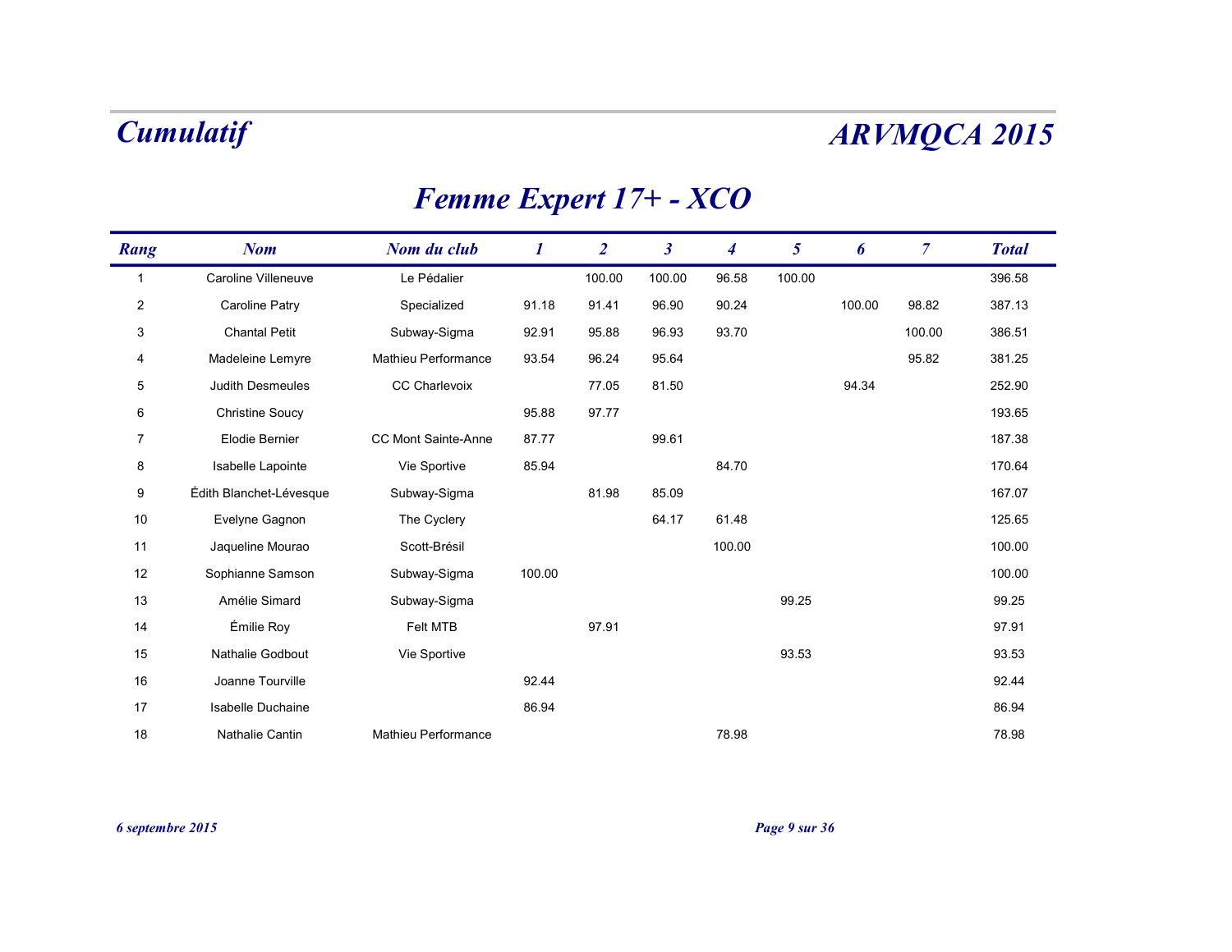# Cumulatif

# ARVMQCA 2015

## Femme Expert 17+ - XCO

| Rang | Nom | Nom du club | 1 | 2 | 3 | 4 | 5 | 6 | 7 | Total |
|---|---|---|---|---|---|---|---|---|---|---|
| 1 | Caroline Villeneuve | Le Pédalier | | 100.00 | 100.00 | 96.58 | 100.00 | | | 396.58 |
| 2 | Caroline Patry | Specialized | 91.18 | 91.41 | 96.90 | 90.24 | | 100.00 | 98.82 | 387.13 |
| 3 | Chantal Petit | Subway-Sigma | 92.91 | 95.88 | 96.93 | 93.70 | | | 100.00 | 386.51 |
| 4 | Madeleine Lemyre | Mathieu Performance | 93.54 | 96.24 | 95.64 | | | | 95.82 | 381.25 |
| 5 | Judith Desmeules | CC Charlevoix | | 77.05 | 81.50 | | | 94.34 | | 252.90 |
| 6 | Christine Soucy | | 95.88 | 97.77 | | | | | | 193.65 |
| 7 | Elodie Bernier | CC Mont Sainte-Anne | 87.77 | | 99.61 | | | | | 187.38 |
| 8 | Isabelle Lapointe | Vie Sportive | 85.94 | | | 84.70 | | | | 170.64 |
| 9 | Édith Blanchet-Lévesque | Subway-Sigma | | 81.98 | 85.09 | | | | | 167.07 |
| 10 | Evelyne Gagnon | The Cyclery | | | 64.17 | 61.48 | | | | 125.65 |
| 11 | Jaqueline Mourao | Scott-Brésil | | | | 100.00 | | | | 100.00 |
| 12 | Sophianne Samson | Subway-Sigma | 100.00 | | | | | | | 100.00 |
| 13 | Amélie Simard | Subway-Sigma | | | | | 99.25 | | | 99.25 |
| 14 | Émilie Roy | Felt MTB | | 97.91 | | | | | | 97.91 |
| 15 | Nathalie Godbout | Vie Sportive | | | | | 93.53 | | | 93.53 |
| 16 | Joanne Tourville | | 92.44 | | | | | | | 92.44 |
| 17 | Isabelle Duchaine | | 86.94 | | | | | | | 86.94 |
| 18 | Nathalie Cantin | Mathieu Performance | | | | 78.98 | | | | 78.98 |

*6 septembre 2015*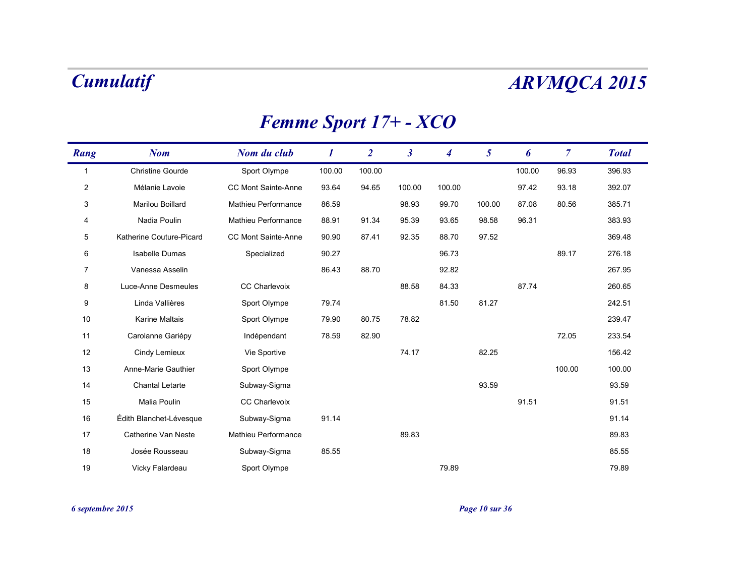# Cumulatif

# ARVMQCA 2015

## Femme Sport 17+ - XCO

| Rang | Nom | Nom du club | 1 | 2 | 3 | 4 | 5 | 6 | 7 | Total |
|---|---|---|---|---|---|---|---|---|---|---|
| 1 | Christine Gourde | Sport Olympe | 100.00 | 100.00 | | | | 100.00 | 96.93 | 396.93 |
| 2 | Mélanie Lavoie | CC Mont Sainte-Anne | 93.64 | 94.65 | 100.00 | 100.00 | | 97.42 | 93.18 | 392.07 |
| 3 | Marilou Boillard | Mathieu Performance | 86.59 | | 98.93 | 99.70 | 100.00 | 87.08 | 80.56 | 385.71 |
| 4 | Nadia Poulin | Mathieu Performance | 88.91 | 91.34 | 95.39 | 93.65 | 98.58 | 96.31 | | 383.93 |
| 5 | Katherine Couture-Picard | CC Mont Sainte-Anne | 90.90 | 87.41 | 92.35 | 88.70 | 97.52 | | | 369.48 |
| 6 | Isabelle Dumas | Specialized | 90.27 | | | 96.73 | | | 89.17 | 276.18 |
| 7 | Vanessa Asselin | | 86.43 | 88.70 | | 92.82 | | | | 267.95 |
| 8 | Luce-Anne Desmeules | CC Charlevoix | | | 88.58 | 84.33 | | 87.74 | | 260.65 |
| 9 | Linda Vallières | Sport Olympe | 79.74 | | | 81.50 | 81.27 | | | 242.51 |
| 10 | Karine Maltais | Sport Olympe | 79.90 | 80.75 | 78.82 | | | | | 239.47 |
| 11 | Carolanne Gariépy | Indépendant | 78.59 | 82.90 | | | | | 72.05 | 233.54 |
| 12 | Cindy Lemieux | Vie Sportive | | | 74.17 | | 82.25 | | | 156.42 |
| 13 | Anne-Marie Gauthier | Sport Olympe | | | | | | | 100.00 | 100.00 |
| 14 | Chantal Letarte | Subway-Sigma | | | | | 93.59 | | | 93.59 |
| 15 | Malia Poulin | CC Charlevoix | | | | | | 91.51 | | 91.51 |
| 16 | Édith Blanchet-Lévesque | Subway-Sigma | 91.14 | | | | | | | 91.14 |
| 17 | Catherine Van Neste | Mathieu Performance | | | 89.83 | | | | | 89.83 |
| 18 | Josée Rousseau | Subway-Sigma | 85.55 | | | | | | | 85.55 |
| 19 | Vicky Falardeau | Sport Olympe | | | | 79.89 | | | | 79.89 |

*6 septembre 2015*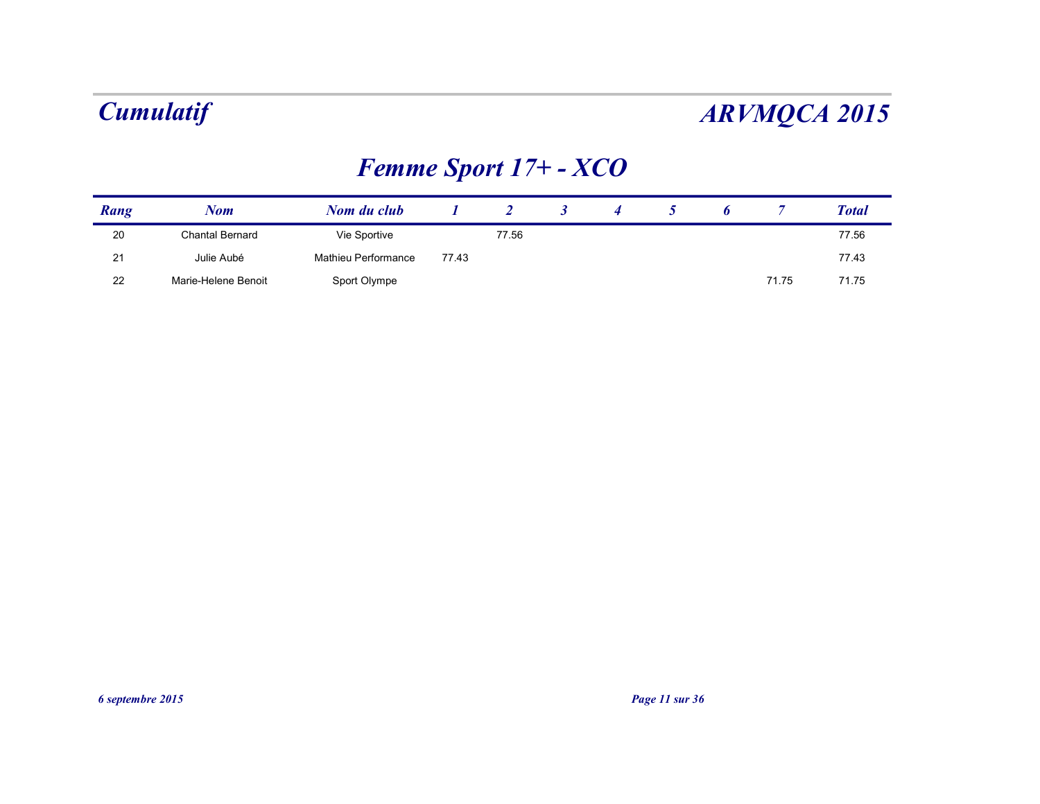# Cumulatif

# ARVMQCA 2015

## Femme Sport 17+ - XCO

| Rang | Nom | Nom du club | 1 | 2 | 3 | 4 | 5 | 6 | 7 | Total |
|---|---|---|---|---|---|---|---|---|---|---|
| 20 | Chantal Bernard | Vie Sportive | | 77.56 | | | | | | 77.56 |
| 21 | Julie Aubé | Mathieu Performance | 77.43 | | | | | | | 77.43 |
| 22 | Marie-Helene Benoit | Sport Olympe | | | | | | | 71.75 | 71.75 |

*6 septembre 2015*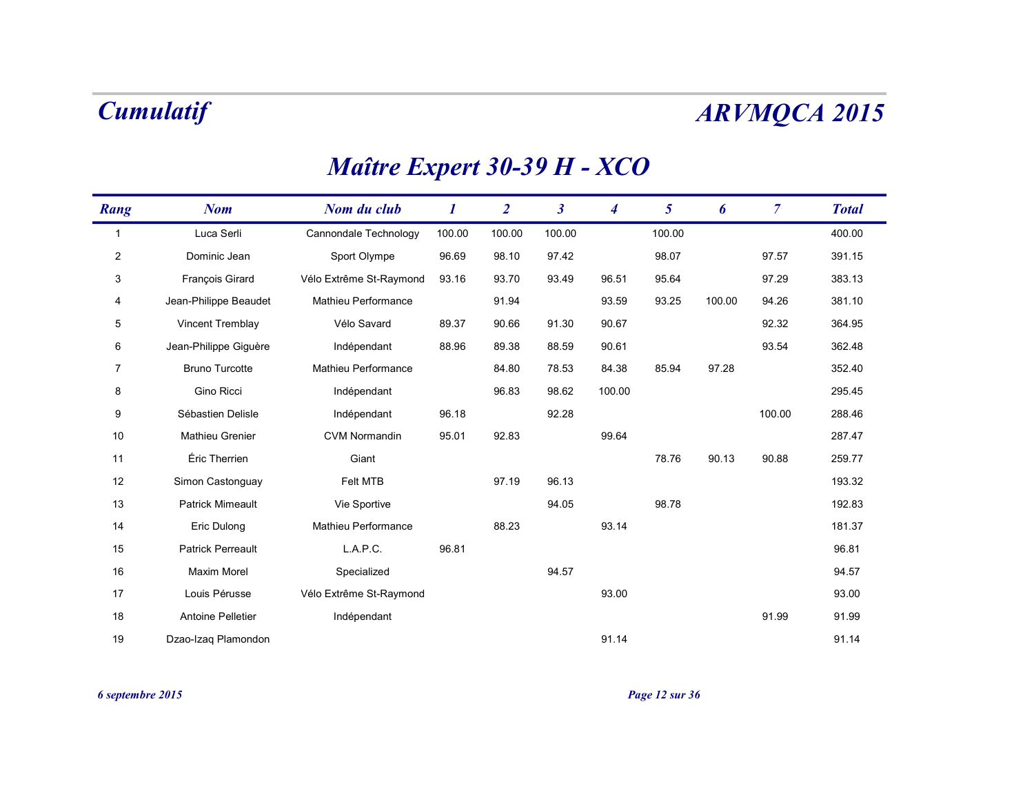# Cumulatif

# ARVMQCA 2015

## Maître Expert 30-39 H - XCO

| Rang | Nom | Nom du club | 1 | 2 | 3 | 4 | 5 | 6 | 7 | Total |
|---|---|---|---|---|---|---|---|---|---|---|
| 1 | Luca Serli | Cannondale Technology | 100.00 | 100.00 | 100.00 | | 100.00 | | | 400.00 |
| 2 | Dominic Jean | Sport Olympe | 96.69 | 98.10 | 97.42 | | 98.07 | | 97.57 | 391.15 |
| 3 | François Girard | Vélo Extrême St-Raymond | 93.16 | 93.70 | 93.49 | 96.51 | 95.64 | | 97.29 | 383.13 |
| 4 | Jean-Philippe Beaudet | Mathieu Performance | | 91.94 | | 93.59 | 93.25 | 100.00 | 94.26 | 381.10 |
| 5 | Vincent Tremblay | Vélo Savard | 89.37 | 90.66 | 91.30 | 90.67 | | | 92.32 | 364.95 |
| 6 | Jean-Philippe Giguère | Indépendant | 88.96 | 89.38 | 88.59 | 90.61 | | | 93.54 | 362.48 |
| 7 | Bruno Turcotte | Mathieu Performance | | 84.80 | 78.53 | 84.38 | 85.94 | 97.28 | | 352.40 |
| 8 | Gino Ricci | Indépendant | | 96.83 | 98.62 | 100.00 | | | | 295.45 |
| 9 | Sébastien Delisle | Indépendant | 96.18 | | 92.28 | | | | 100.00 | 288.46 |
| 10 | Mathieu Grenier | CVM Normandin | 95.01 | 92.83 | | 99.64 | | | | 287.47 |
| 11 | Éric Therrien | Giant | | | | | 78.76 | 90.13 | 90.88 | 259.77 |
| 12 | Simon Castonguay | Felt MTB | | 97.19 | 96.13 | | | | | 193.32 |
| 13 | Patrick Mimeault | Vie Sportive | | | 94.05 | | 98.78 | | | 192.83 |
| 14 | Eric Dulong | Mathieu Performance | | 88.23 | | 93.14 | | | | 181.37 |
| 15 | Patrick Perreault | L.A.P.C. | 96.81 | | | | | | | 96.81 |
| 16 | Maxim Morel | Specialized | | | 94.57 | | | | | 94.57 |
| 17 | Louis Pérusse | Vélo Extrême St-Raymond | | | | 93.00 | | | | 93.00 |
| 18 | Antoine Pelletier | Indépendant | | | | | | | 91.99 | 91.99 |
| 19 | Dzao-Izaq Plamondon | | | | | 91.14 | | | | 91.14 |

*6 septembre 2015*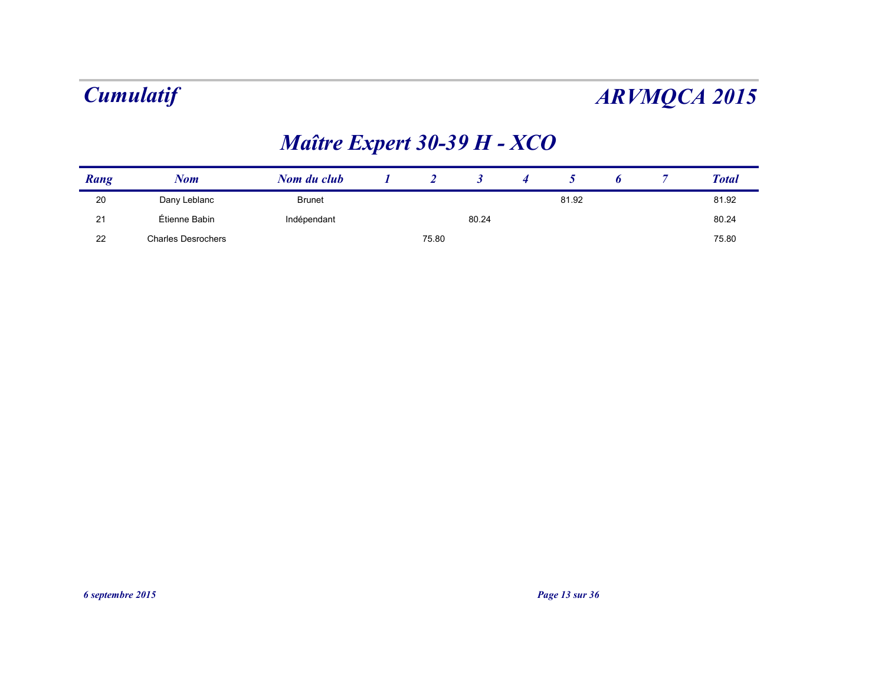# Cumulatif

# ARVMQCA 2015

## Maître Expert 30-39 H - XCO

| Rang | Nom | Nom du club | 1 | 2 | 3 | 4 | 5 | 6 | 7 | Total |
|---|---|---|---|---|---|---|---|---|---|---|
| 20 | Dany Leblanc | Brunet | | | | | 81.92 | | | 81.92 |
| 21 | Étienne Babin | Indépendant | | | 80.24 | | | | | 80.24 |
| 22 | Charles Desrochers | | | 75.80 | | | | | | 75.80 |

*6 septembre 2015*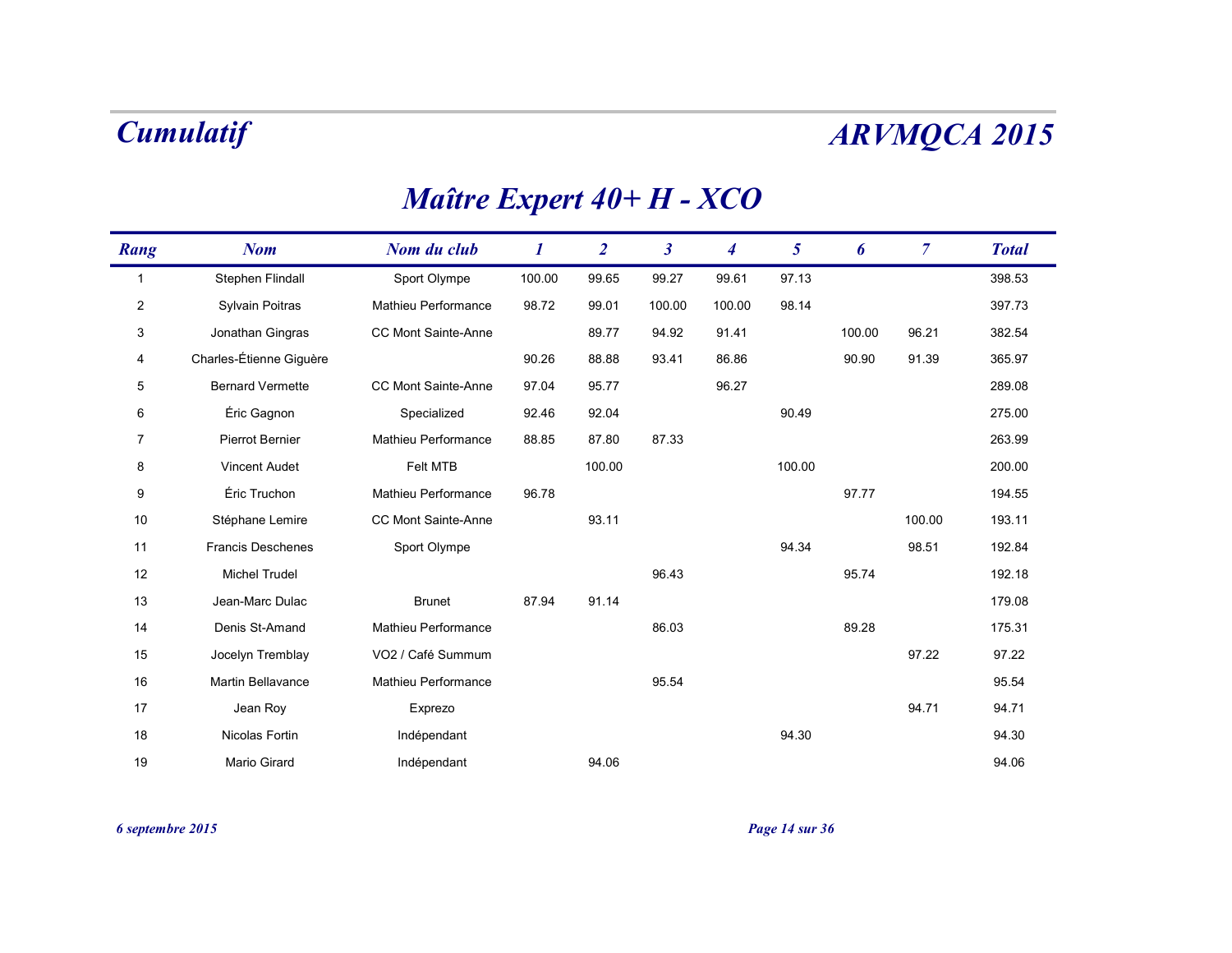# Cumulatif

# ARVMQCA 2015

## Maître Expert 40+ H - XCO

| Rang | Nom | Nom du club | 1 | 2 | 3 | 4 | 5 | 6 | 7 | Total |
|---|---|---|---|---|---|---|---|---|---|---|
| 1 | Stephen Flindall | Sport Olympe | 100.00 | 99.65 | 99.27 | 99.61 | 97.13 | | | 398.53 |
| 2 | Sylvain Poitras | Mathieu Performance | 98.72 | 99.01 | 100.00 | 100.00 | 98.14 | | | 397.73 |
| 3 | Jonathan Gingras | CC Mont Sainte-Anne | | 89.77 | 94.92 | 91.41 | | 100.00 | 96.21 | 382.54 |
| 4 | Charles-Étienne Giguère | | 90.26 | 88.88 | 93.41 | 86.86 | | 90.90 | 91.39 | 365.97 |
| 5 | Bernard Vermette | CC Mont Sainte-Anne | 97.04 | 95.77 | | 96.27 | | | | 289.08 |
| 6 | Éric Gagnon | Specialized | 92.46 | 92.04 | | | 90.49 | | | 275.00 |
| 7 | Pierrot Bernier | Mathieu Performance | 88.85 | 87.80 | 87.33 | | | | | 263.99 |
| 8 | Vincent Audet | Felt MTB | | 100.00 | | | 100.00 | | | 200.00 |
| 9 | Éric Truchon | Mathieu Performance | 96.78 | | | | | 97.77 | | 194.55 |
| 10 | Stéphane Lemire | CC Mont Sainte-Anne | | 93.11 | | | | | 100.00 | 193.11 |
| 11 | Francis Deschenes | Sport Olympe | | | | | 94.34 | | 98.51 | 192.84 |
| 12 | Michel Trudel | | | | 96.43 | | | 95.74 | | 192.18 |
| 13 | Jean-Marc Dulac | Brunet | 87.94 | 91.14 | | | | | | 179.08 |
| 14 | Denis St-Amand | Mathieu Performance | | | 86.03 | | | 89.28 | | 175.31 |
| 15 | Jocelyn Tremblay | VO2 / Café Summum | | | | | | | 97.22 | 97.22 |
| 16 | Martin Bellavance | Mathieu Performance | | | 95.54 | | | | | 95.54 |
| 17 | Jean Roy | Exprezo | | | | | | | 94.71 | 94.71 |
| 18 | Nicolas Fortin | Indépendant | | | | | 94.30 | | | 94.30 |
| 19 | Mario Girard | Indépendant | | 94.06 | | | | | | 94.06 |

*6 septembre 2015*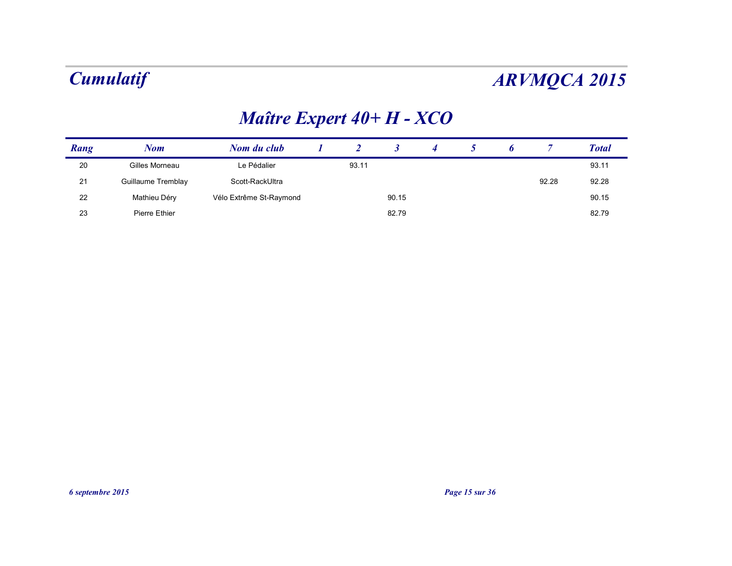# Cumulatif

# ARVMQCA 2015

## Maître Expert 40+ H - XCO

| Rang | Nom | Nom du club | 1 | 2 | 3 | 4 | 5 | 6 | 7 | Total |
|---|---|---|---|---|---|---|---|---|---|---|
| 20 | Gilles Morneau | Le Pédalier | | 93.11 | | | | | | 93.11 |
| 21 | Guillaume Tremblay | Scott-RackUltra | | | | | | | 92.28 | 92.28 |
| 22 | Mathieu Déry | Vélo Extrême St-Raymond | | | 90.15 | | | | | 90.15 |
| 23 | Pierre Ethier | | | | 82.79 | | | | | 82.79 |

*6 septembre 2015*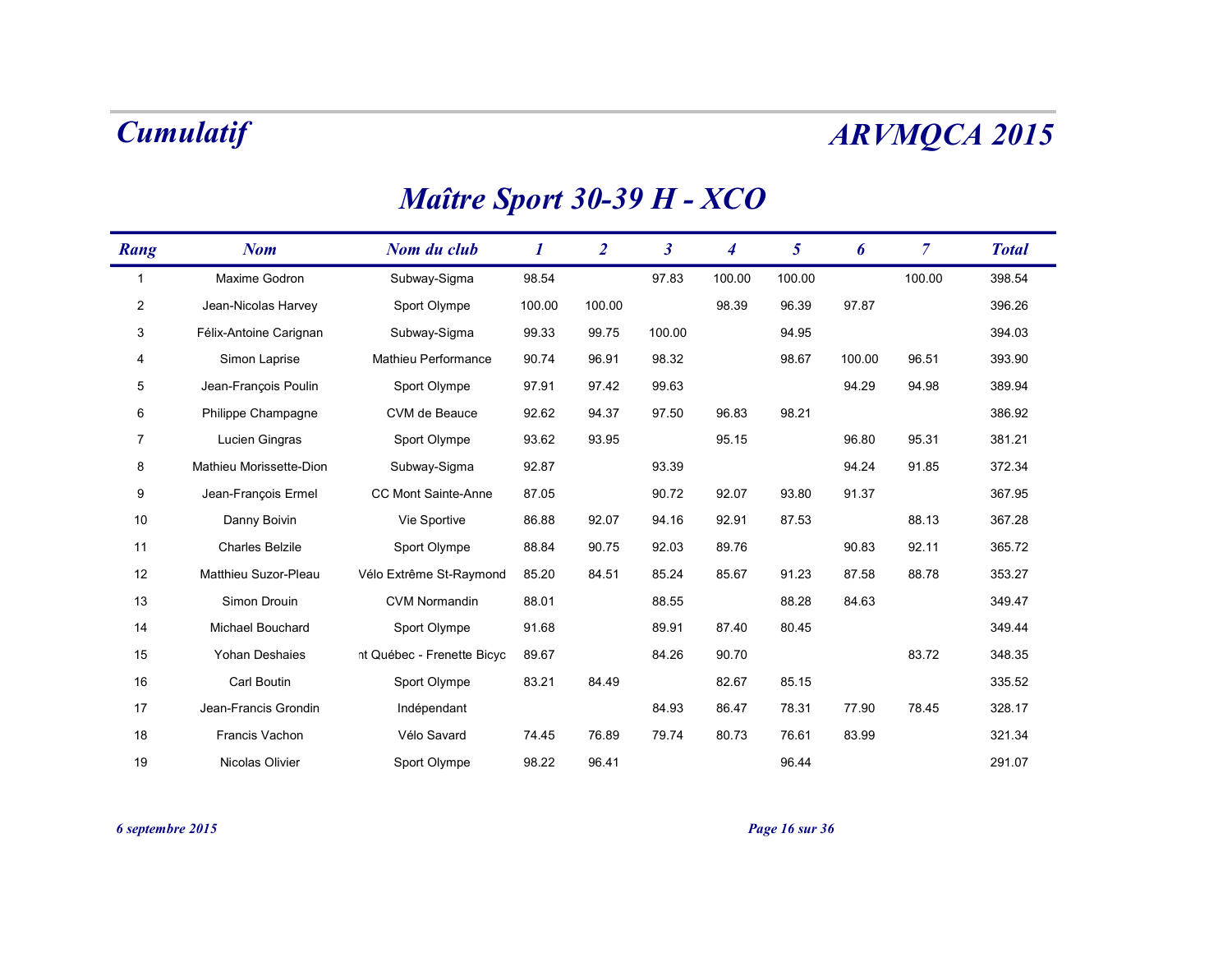# Cumulatif

# ARVMQCA 2015

## Maître Sport 30-39 H - XCO

| Rang | Nom | Nom du club | 1 | 2 | 3 | 4 | 5 | 6 | 7 | Total |
|---|---|---|---|---|---|---|---|---|---|---|
| 1 | Maxime Godron | Subway-Sigma | 98.54 | | 97.83 | 100.00 | 100.00 | | 100.00 | 398.54 |
| 2 | Jean-Nicolas Harvey | Sport Olympe | 100.00 | 100.00 | | 98.39 | 96.39 | 97.87 | | 396.26 |
| 3 | Félix-Antoine Carignan | Subway-Sigma | 99.33 | 99.75 | 100.00 | | 94.95 | | | 394.03 |
| 4 | Simon Laprise | Mathieu Performance | 90.74 | 96.91 | 98.32 | | 98.67 | 100.00 | 96.51 | 393.90 |
| 5 | Jean-François Poulin | Sport Olympe | 97.91 | 97.42 | 99.63 | | | 94.29 | 94.98 | 389.94 |
| 6 | Philippe Champagne | CVM de Beauce | 92.62 | 94.37 | 97.50 | 96.83 | 98.21 | | | 386.92 |
| 7 | Lucien Gingras | Sport Olympe | 93.62 | 93.95 | | 95.15 | | 96.80 | 95.31 | 381.21 |
| 8 | Mathieu Morissette-Dion | Subway-Sigma | 92.87 | | 93.39 | | | 94.24 | 91.85 | 372.34 |
| 9 | Jean-François Ermel | CC Mont Sainte-Anne | 87.05 | | 90.72 | 92.07 | 93.80 | 91.37 | | 367.95 |
| 10 | Danny Boivin | Vie Sportive | 86.88 | 92.07 | 94.16 | 92.91 | 87.53 | | 88.13 | 367.28 |
| 11 | Charles Belzile | Sport Olympe | 88.84 | 90.75 | 92.03 | 89.76 | | 90.83 | 92.11 | 365.72 |
| 12 | Matthieu Suzor-Pleau | Vélo Extrême St-Raymond | 85.20 | 84.51 | 85.24 | 85.67 | 91.23 | 87.58 | 88.78 | 353.27 |
| 13 | Simon Drouin | CVM Normandin | 88.01 | | 88.55 | | 88.28 | 84.63 | | 349.47 |
| 14 | Michael Bouchard | Sport Olympe | 91.68 | | 89.91 | 87.40 | 80.45 | | | 349.44 |
| 15 | Yohan Deshaies | nt Québec - Frenette Bicyc | 89.67 | | 84.26 | 90.70 | | | 83.72 | 348.35 |
| 16 | Carl Boutin | Sport Olympe | 83.21 | 84.49 | | 82.67 | 85.15 | | | 335.52 |
| 17 | Jean-Francis Grondin | Indépendant | | | 84.93 | 86.47 | 78.31 | 77.90 | 78.45 | 328.17 |
| 18 | Francis Vachon | Vélo Savard | 74.45 | 76.89 | 79.74 | 80.73 | 76.61 | 83.99 | | 321.34 |
| 19 | Nicolas Olivier | Sport Olympe | 98.22 | 96.41 | | | 96.44 | | | 291.07 |

*6 septembre 2015*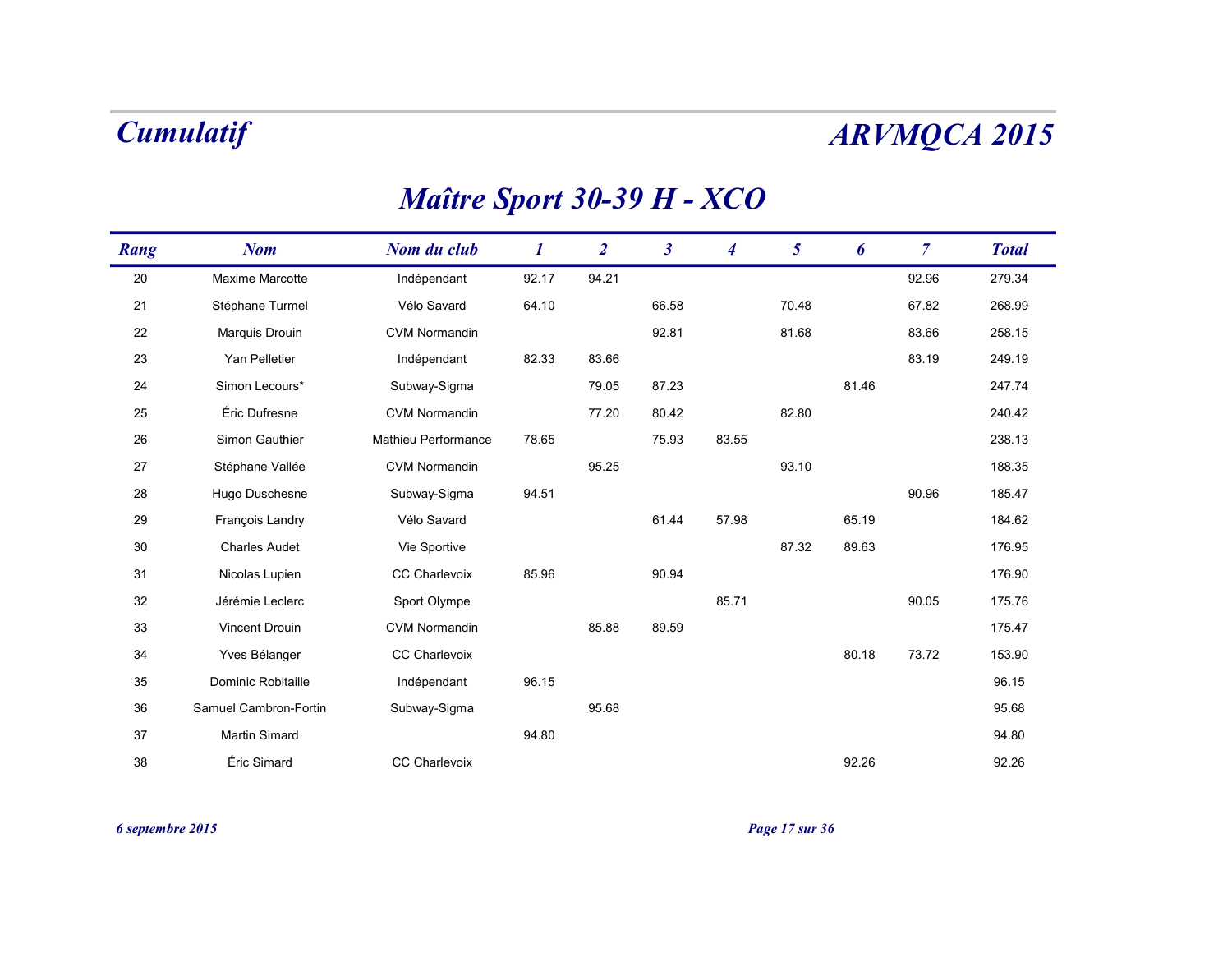# Cumulatif

# ARVMQCA 2015

## Maître Sport 30-39 H - XCO

| Rang | Nom | Nom du club | 1 | 2 | 3 | 4 | 5 | 6 | 7 | Total |
|---|---|---|---|---|---|---|---|---|---|---|
| 20 | Maxime Marcotte | Indépendant | 92.17 | 94.21 | | | | | 92.96 | 279.34 |
| 21 | Stéphane Turmel | Vélo Savard | 64.10 | | 66.58 | | 70.48 | | 67.82 | 268.99 |
| 22 | Marquis Drouin | CVM Normandin | | | 92.81 | | 81.68 | | 83.66 | 258.15 |
| 23 | Yan Pelletier | Indépendant | 82.33 | 83.66 | | | | | 83.19 | 249.19 |
| 24 | Simon Lecours* | Subway-Sigma | | 79.05 | 87.23 | | | 81.46 | | 247.74 |
| 25 | Éric Dufresne | CVM Normandin | | 77.20 | 80.42 | | 82.80 | | | 240.42 |
| 26 | Simon Gauthier | Mathieu Performance | 78.65 | | 75.93 | 83.55 | | | | 238.13 |
| 27 | Stéphane Vallée | CVM Normandin | | 95.25 | | | 93.10 | | | 188.35 |
| 28 | Hugo Duschesne | Subway-Sigma | 94.51 | | | | | | 90.96 | 185.47 |
| 29 | François Landry | Vélo Savard | | | 61.44 | 57.98 | | 65.19 | | 184.62 |
| 30 | Charles Audet | Vie Sportive | | | | | 87.32 | 89.63 | | 176.95 |
| 31 | Nicolas Lupien | CC Charlevoix | 85.96 | | 90.94 | | | | | 176.90 |
| 32 | Jérémie Leclerc | Sport Olympe | | | | 85.71 | | | 90.05 | 175.76 |
| 33 | Vincent Drouin | CVM Normandin | | 85.88 | 89.59 | | | | | 175.47 |
| 34 | Yves Bélanger | CC Charlevoix | | | | | | 80.18 | 73.72 | 153.90 |
| 35 | Dominic Robitaille | Indépendant | 96.15 | | | | | | | 96.15 |
| 36 | Samuel Cambron-Fortin | Subway-Sigma | | 95.68 | | | | | | 95.68 |
| 37 | Martin Simard | | 94.80 | | | | | | | 94.80 |
| 38 | Éric Simard | CC Charlevoix | | | | | | 92.26 | | 92.26 |

*6 septembre 2015*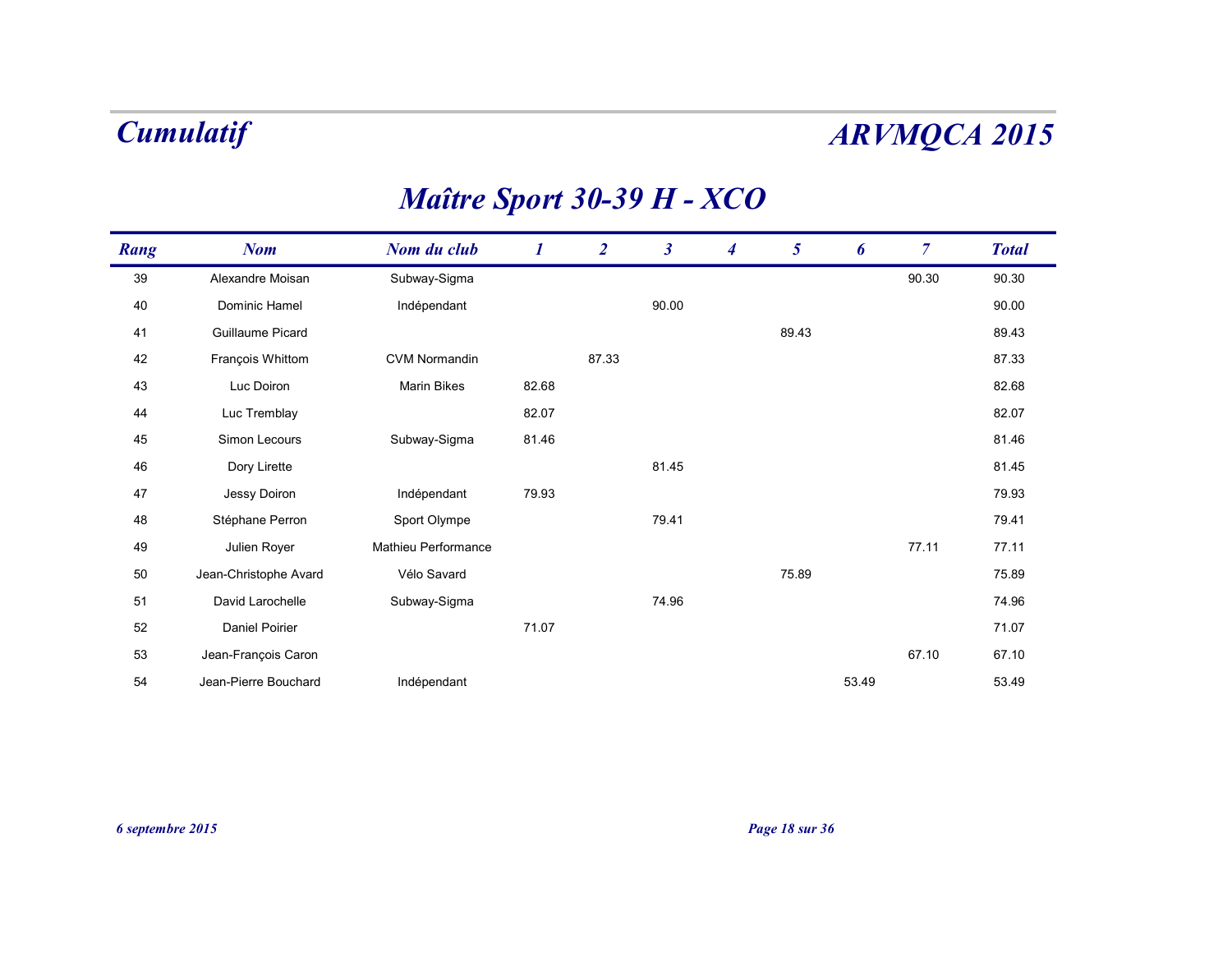# Cumulatif

# ARVMQCA 2015

## Maître Sport 30-39 H - XCO

| Rang | Nom | Nom du club | 1 | 2 | 3 | 4 | 5 | 6 | 7 | Total |
|---|---|---|---|---|---|---|---|---|---|---|
| 39 | Alexandre Moisan | Subway-Sigma | | | | | | | 90.30 | 90.30 |
| 40 | Dominic Hamel | Indépendant | | | 90.00 | | | | | 90.00 |
| 41 | Guillaume Picard | | | | | | 89.43 | | | 89.43 |
| 42 | François Whittom | CVM Normandin | | 87.33 | | | | | | 87.33 |
| 43 | Luc Doiron | Marin Bikes | 82.68 | | | | | | | 82.68 |
| 44 | Luc Tremblay | | 82.07 | | | | | | | 82.07 |
| 45 | Simon Lecours | Subway-Sigma | 81.46 | | | | | | | 81.46 |
| 46 | Dory Lirette | | | | 81.45 | | | | | 81.45 |
| 47 | Jessy Doiron | Indépendant | 79.93 | | | | | | | 79.93 |
| 48 | Stéphane Perron | Sport Olympe | | | 79.41 | | | | | 79.41 |
| 49 | Julien Royer | Mathieu Performance | | | | | | | 77.11 | 77.11 |
| 50 | Jean-Christophe Avard | Vélo Savard | | | | | 75.89 | | | 75.89 |
| 51 | David Larochelle | Subway-Sigma | | | 74.96 | | | | | 74.96 |
| 52 | Daniel Poirier | | 71.07 | | | | | | | 71.07 |
| 53 | Jean-François Caron | | | | | | | | 67.10 | 67.10 |
| 54 | Jean-Pierre Bouchard | Indépendant | | | | | | 53.49 | | 53.49 |

*6 septembre 2015*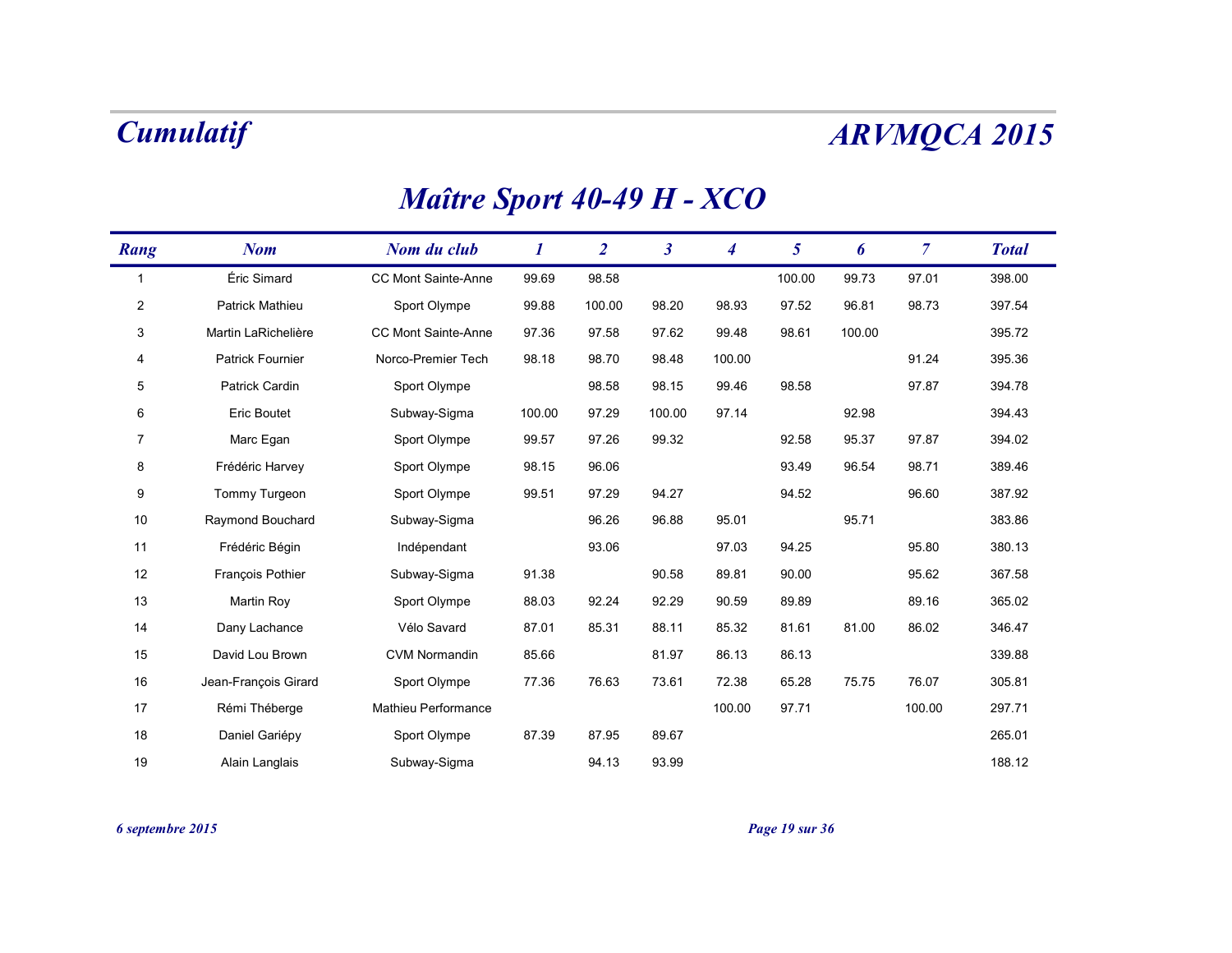# Cumulatif

# ARVMQCA 2015

## Maître Sport 40-49 H - XCO

| Rang | Nom | Nom du club | 1 | 2 | 3 | 4 | 5 | 6 | 7 | Total |
|---|---|---|---|---|---|---|---|---|---|---|
| 1 | Éric Simard | CC Mont Sainte-Anne | 99.69 | 98.58 | | | 100.00 | 99.73 | 97.01 | 398.00 |
| 2 | Patrick Mathieu | Sport Olympe | 99.88 | 100.00 | 98.20 | 98.93 | 97.52 | 96.81 | 98.73 | 397.54 |
| 3 | Martin LaRichelière | CC Mont Sainte-Anne | 97.36 | 97.58 | 97.62 | 99.48 | 98.61 | 100.00 | | 395.72 |
| 4 | Patrick Fournier | Norco-Premier Tech | 98.18 | 98.70 | 98.48 | 100.00 | | | 91.24 | 395.36 |
| 5 | Patrick Cardin | Sport Olympe | | 98.58 | 98.15 | 99.46 | 98.58 | | 97.87 | 394.78 |
| 6 | Eric Boutet | Subway-Sigma | 100.00 | 97.29 | 100.00 | 97.14 | | 92.98 | | 394.43 |
| 7 | Marc Egan | Sport Olympe | 99.57 | 97.26 | 99.32 | | 92.58 | 95.37 | 97.87 | 394.02 |
| 8 | Frédéric Harvey | Sport Olympe | 98.15 | 96.06 | | | 93.49 | 96.54 | 98.71 | 389.46 |
| 9 | Tommy Turgeon | Sport Olympe | 99.51 | 97.29 | 94.27 | | 94.52 | | 96.60 | 387.92 |
| 10 | Raymond Bouchard | Subway-Sigma | | 96.26 | 96.88 | 95.01 | | 95.71 | | 383.86 |
| 11 | Frédéric Bégin | Indépendant | | 93.06 | | 97.03 | 94.25 | | 95.80 | 380.13 |
| 12 | François Pothier | Subway-Sigma | 91.38 | | 90.58 | 89.81 | 90.00 | | 95.62 | 367.58 |
| 13 | Martin Roy | Sport Olympe | 88.03 | 92.24 | 92.29 | 90.59 | 89.89 | | 89.16 | 365.02 |
| 14 | Dany Lachance | Vélo Savard | 87.01 | 85.31 | 88.11 | 85.32 | 81.61 | 81.00 | 86.02 | 346.47 |
| 15 | David Lou Brown | CVM Normandin | 85.66 | | 81.97 | 86.13 | 86.13 | | | 339.88 |
| 16 | Jean-François Girard | Sport Olympe | 77.36 | 76.63 | 73.61 | 72.38 | 65.28 | 75.75 | 76.07 | 305.81 |
| 17 | Rémi Théberge | Mathieu Performance | | | | 100.00 | 97.71 | | 100.00 | 297.71 |
| 18 | Daniel Gariépy | Sport Olympe | 87.39 | 87.95 | 89.67 | | | | | 265.01 |
| 19 | Alain Langlais | Subway-Sigma | | 94.13 | 93.99 | | | | | 188.12 |

*6 septembre 2015*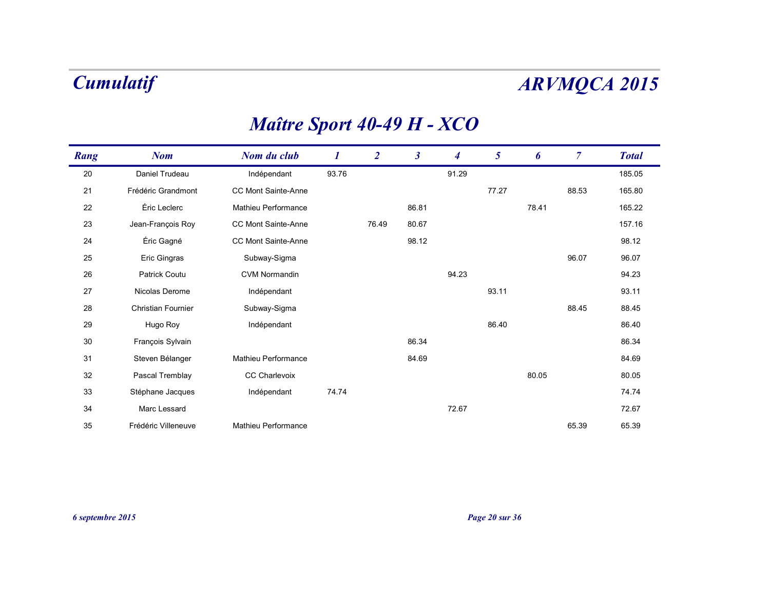# Cumulatif

# ARVMQCA 2015

## Maître Sport 40-49 H - XCO

| Rang | Nom | Nom du club | 1 | 2 | 3 | 4 | 5 | 6 | 7 | Total |
|---|---|---|---|---|---|---|---|---|---|---|
| 20 | Daniel Trudeau | Indépendant | 93.76 | | | 91.29 | | | | 185.05 |
| 21 | Frédéric Grandmont | CC Mont Sainte-Anne | | | | | 77.27 | | 88.53 | 165.80 |
| 22 | Éric Leclerc | Mathieu Performance | | | 86.81 | | | 78.41 | | 165.22 |
| 23 | Jean-François Roy | CC Mont Sainte-Anne | | 76.49 | 80.67 | | | | | 157.16 |
| 24 | Éric Gagné | CC Mont Sainte-Anne | | | 98.12 | | | | | 98.12 |
| 25 | Eric Gingras | Subway-Sigma | | | | | | | 96.07 | 96.07 |
| 26 | Patrick Coutu | CVM Normandin | | | | 94.23 | | | | 94.23 |
| 27 | Nicolas Derome | Indépendant | | | | | 93.11 | | | 93.11 |
| 28 | Christian Fournier | Subway-Sigma | | | | | | | 88.45 | 88.45 |
| 29 | Hugo Roy | Indépendant | | | | | 86.40 | | | 86.40 |
| 30 | François Sylvain | | | | 86.34 | | | | | 86.34 |
| 31 | Steven Bélanger | Mathieu Performance | | | 84.69 | | | | | 84.69 |
| 32 | Pascal Tremblay | CC Charlevoix | | | | | | 80.05 | | 80.05 |
| 33 | Stéphane Jacques | Indépendant | 74.74 | | | | | | | 74.74 |
| 34 | Marc Lessard | | | | | 72.67 | | | | 72.67 |
| 35 | Frédéric Villeneuve | Mathieu Performance | | | | | | | 65.39 | 65.39 |

*6 septembre 2015*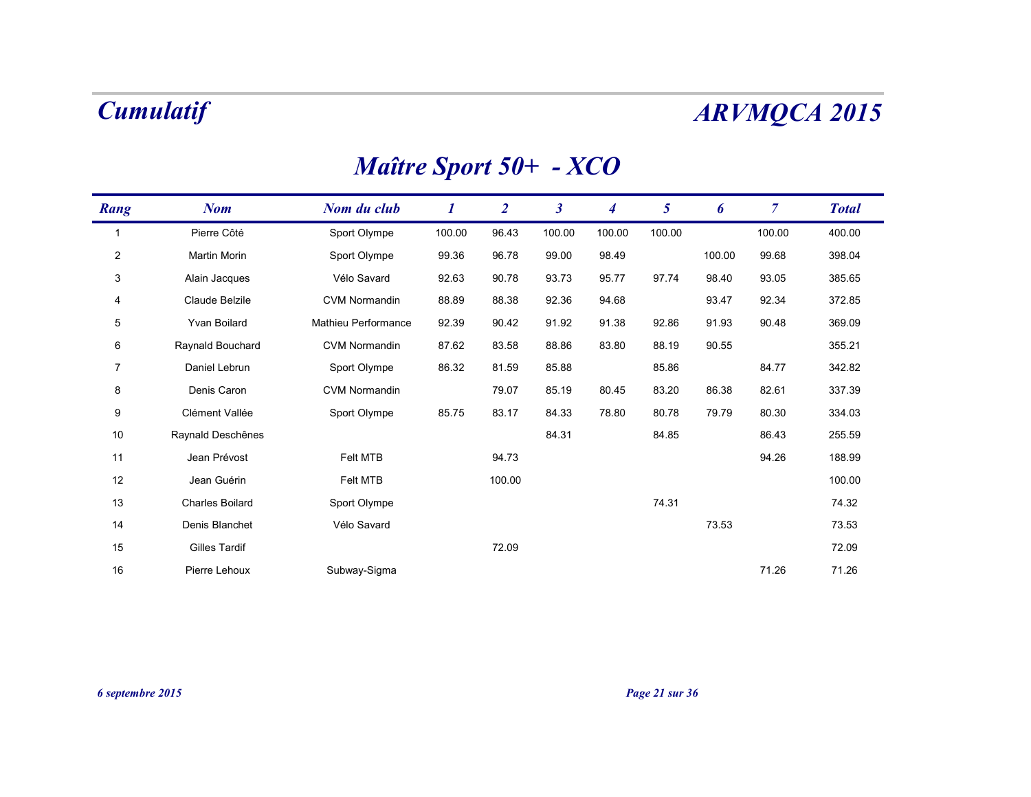# Cumulatif

# ARVMQCA 2015

## Maître Sport 50+ - XCO

| Rang | Nom | Nom du club | 1 | 2 | 3 | 4 | 5 | 6 | 7 | Total |
|---|---|---|---|---|---|---|---|---|---|---|
| 1 | Pierre Côté | Sport Olympe | 100.00 | 96.43 | 100.00 | 100.00 | 100.00 | | 100.00 | 400.00 |
| 2 | Martin Morin | Sport Olympe | 99.36 | 96.78 | 99.00 | 98.49 | | 100.00 | 99.68 | 398.04 |
| 3 | Alain Jacques | Vélo Savard | 92.63 | 90.78 | 93.73 | 95.77 | 97.74 | 98.40 | 93.05 | 385.65 |
| 4 | Claude Belzile | CVM Normandin | 88.89 | 88.38 | 92.36 | 94.68 | | 93.47 | 92.34 | 372.85 |
| 5 | Yvan Boilard | Mathieu Performance | 92.39 | 90.42 | 91.92 | 91.38 | 92.86 | 91.93 | 90.48 | 369.09 |
| 6 | Raynald Bouchard | CVM Normandin | 87.62 | 83.58 | 88.86 | 83.80 | 88.19 | 90.55 | | 355.21 |
| 7 | Daniel Lebrun | Sport Olympe | 86.32 | 81.59 | 85.88 | | 85.86 | | 84.77 | 342.82 |
| 8 | Denis Caron | CVM Normandin | | 79.07 | 85.19 | 80.45 | 83.20 | 86.38 | 82.61 | 337.39 |
| 9 | Clément Vallée | Sport Olympe | 85.75 | 83.17 | 84.33 | 78.80 | 80.78 | 79.79 | 80.30 | 334.03 |
| 10 | Raynald Deschênes | | | | 84.31 | | 84.85 | | 86.43 | 255.59 |
| 11 | Jean Prévost | Felt MTB | | 94.73 | | | | | 94.26 | 188.99 |
| 12 | Jean Guérin | Felt MTB | | 100.00 | | | | | | 100.00 |
| 13 | Charles Boilard | Sport Olympe | | | | | 74.31 | | | 74.32 |
| 14 | Denis Blanchet | Vélo Savard | | | | | | 73.53 | | 73.53 |
| 15 | Gilles Tardif | | | 72.09 | | | | | | 72.09 |
| 16 | Pierre Lehoux | Subway-Sigma | | | | | | | 71.26 | 71.26 |

*6 septembre 2015*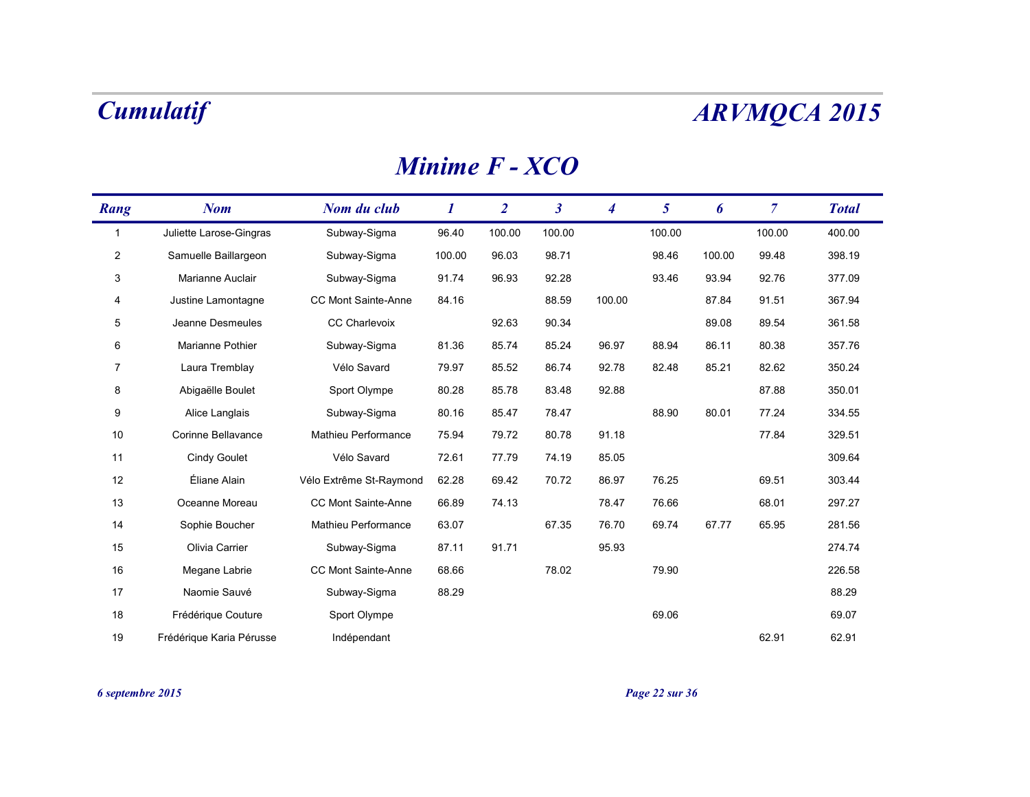# Cumulatif

# ARVMQCA 2015

## Minime F - XCO

| Rang | Nom | Nom du club | 1 | 2 | 3 | 4 | 5 | 6 | 7 | Total |
|---|---|---|---|---|---|---|---|---|---|---|
| 1 | Juliette Larose-Gingras | Subway-Sigma | 96.40 | 100.00 | 100.00 | | 100.00 | | 100.00 | 400.00 |
| 2 | Samuelle Baillargeon | Subway-Sigma | 100.00 | 96.03 | 98.71 | | 98.46 | 100.00 | 99.48 | 398.19 |
| 3 | Marianne Auclair | Subway-Sigma | 91.74 | 96.93 | 92.28 | | 93.46 | 93.94 | 92.76 | 377.09 |
| 4 | Justine Lamontagne | CC Mont Sainte-Anne | 84.16 | | 88.59 | 100.00 | | 87.84 | 91.51 | 367.94 |
| 5 | Jeanne Desmeules | CC Charlevoix | | 92.63 | 90.34 | | | 89.08 | 89.54 | 361.58 |
| 6 | Marianne Pothier | Subway-Sigma | 81.36 | 85.74 | 85.24 | 96.97 | 88.94 | 86.11 | 80.38 | 357.76 |
| 7 | Laura Tremblay | Vélo Savard | 79.97 | 85.52 | 86.74 | 92.78 | 82.48 | 85.21 | 82.62 | 350.24 |
| 8 | Abigaëlle Boulet | Sport Olympe | 80.28 | 85.78 | 83.48 | 92.88 | | | 87.88 | 350.01 |
| 9 | Alice Langlais | Subway-Sigma | 80.16 | 85.47 | 78.47 | | 88.90 | 80.01 | 77.24 | 334.55 |
| 10 | Corinne Bellavance | Mathieu Performance | 75.94 | 79.72 | 80.78 | 91.18 | | | 77.84 | 329.51 |
| 11 | Cindy Goulet | Vélo Savard | 72.61 | 77.79 | 74.19 | 85.05 | | | | 309.64 |
| 12 | Éliane Alain | Vélo Extrême St-Raymond | 62.28 | 69.42 | 70.72 | 86.97 | 76.25 | | 69.51 | 303.44 |
| 13 | Oceanne Moreau | CC Mont Sainte-Anne | 66.89 | 74.13 | | 78.47 | 76.66 | | 68.01 | 297.27 |
| 14 | Sophie Boucher | Mathieu Performance | 63.07 | | 67.35 | 76.70 | 69.74 | 67.77 | 65.95 | 281.56 |
| 15 | Olivia Carrier | Subway-Sigma | 87.11 | 91.71 | | 95.93 | | | | 274.74 |
| 16 | Megane Labrie | CC Mont Sainte-Anne | 68.66 | | 78.02 | | 79.90 | | | 226.58 |
| 17 | Naomie Sauvé | Subway-Sigma | 88.29 | | | | | | | 88.29 |
| 18 | Frédérique Couture | Sport Olympe | | | | | 69.06 | | | 69.07 |
| 19 | Frédérique Karia Pérusse | Indépendant | | | | | | | 62.91 | 62.91 |

*6 septembre 2015*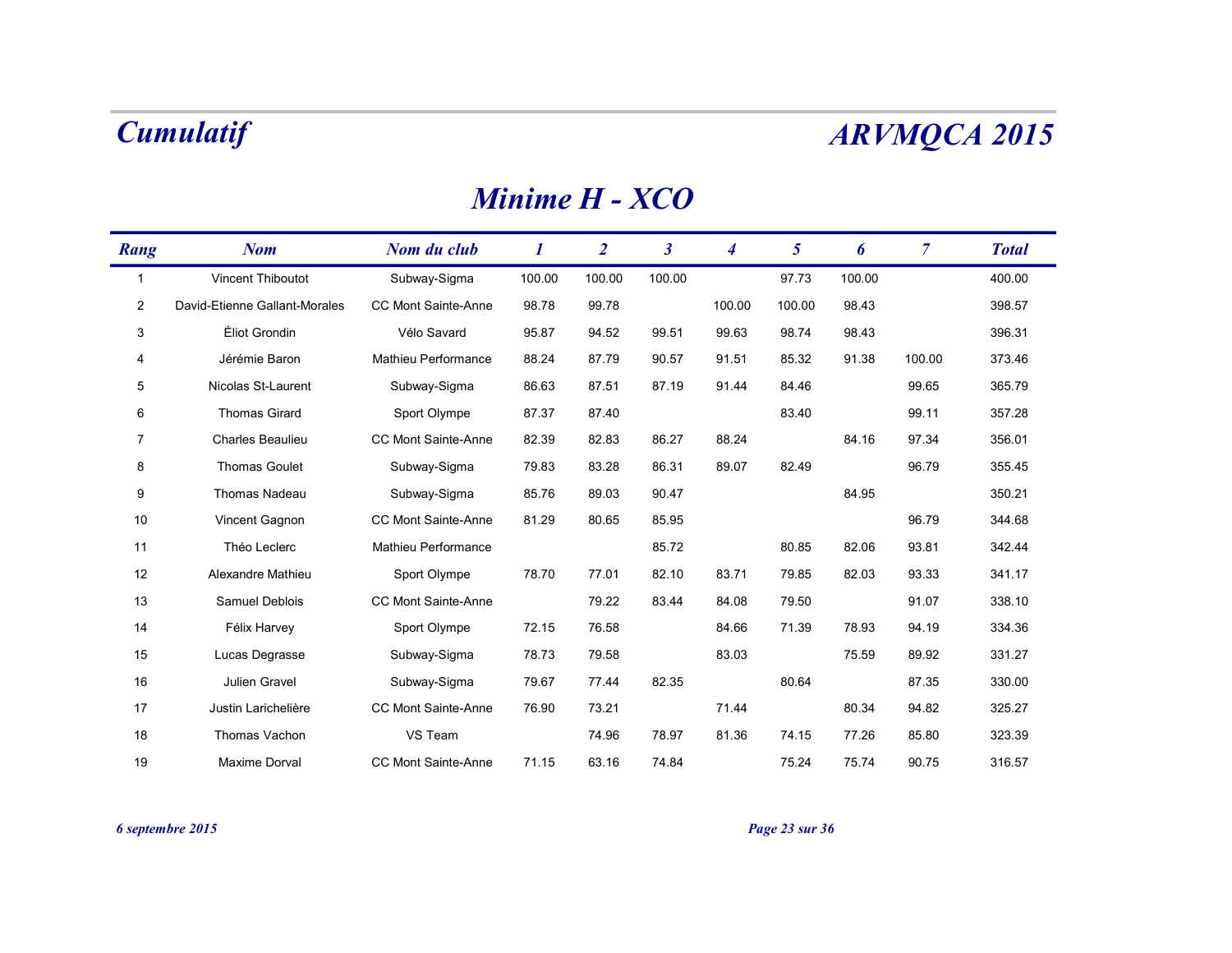# Cumulatif

# ARVMQCA 2015

## Minime H - XCO

| Rang | Nom | Nom du club | 1 | 2 | 3 | 4 | 5 | 6 | 7 | Total |
|---|---|---|---|---|---|---|---|---|---|---|
| 1 | Vincent Thiboutot | Subway-Sigma | 100.00 | 100.00 | 100.00 | | 97.73 | 100.00 | | 400.00 |
| 2 | David-Etienne Gallant-Morales | CC Mont Sainte-Anne | 98.78 | 99.78 | | 100.00 | 100.00 | 98.43 | | 398.57 |
| 3 | Éliot Grondin | Vélo Savard | 95.87 | 94.52 | 99.51 | 99.63 | 98.74 | 98.43 | | 396.31 |
| 4 | Jérémie Baron | Mathieu Performance | 88.24 | 87.79 | 90.57 | 91.51 | 85.32 | 91.38 | 100.00 | 373.46 |
| 5 | Nicolas St-Laurent | Subway-Sigma | 86.63 | 87.51 | 87.19 | 91.44 | 84.46 | | 99.65 | 365.79 |
| 6 | Thomas Girard | Sport Olympe | 87.37 | 87.40 | | | 83.40 | | 99.11 | 357.28 |
| 7 | Charles Beaulieu | CC Mont Sainte-Anne | 82.39 | 82.83 | 86.27 | 88.24 | | 84.16 | 97.34 | 356.01 |
| 8 | Thomas Goulet | Subway-Sigma | 79.83 | 83.28 | 86.31 | 89.07 | 82.49 | | 96.79 | 355.45 |
| 9 | Thomas Nadeau | Subway-Sigma | 85.76 | 89.03 | 90.47 | | | 84.95 | | 350.21 |
| 10 | Vincent Gagnon | CC Mont Sainte-Anne | 81.29 | 80.65 | 85.95 | | | | 96.79 | 344.68 |
| 11 | Théo Leclerc | Mathieu Performance | | | 85.72 | | 80.85 | 82.06 | 93.81 | 342.44 |
| 12 | Alexandre Mathieu | Sport Olympe | 78.70 | 77.01 | 82.10 | 83.71 | 79.85 | 82.03 | 93.33 | 341.17 |
| 13 | Samuel Deblois | CC Mont Sainte-Anne | | 79.22 | 83.44 | 84.08 | 79.50 | | 91.07 | 338.10 |
| 14 | Félix Harvey | Sport Olympe | 72.15 | 76.58 | | 84.66 | 71.39 | 78.93 | 94.19 | 334.36 |
| 15 | Lucas Degrasse | Subway-Sigma | 78.73 | 79.58 | | 83.03 | | 75.59 | 89.92 | 331.27 |
| 16 | Julien Gravel | Subway-Sigma | 79.67 | 77.44 | 82.35 | | 80.64 | | 87.35 | 330.00 |
| 17 | Justin Larichelière | CC Mont Sainte-Anne | 76.90 | 73.21 | | 71.44 | | 80.34 | 94.82 | 325.27 |
| 18 | Thomas Vachon | VS Team | | 74.96 | 78.97 | 81.36 | 74.15 | 77.26 | 85.80 | 323.39 |
| 19 | Maxime Dorval | CC Mont Sainte-Anne | 71.15 | 63.16 | 74.84 | | 75.24 | 75.74 | 90.75 | 316.57 |

*6 septembre 2015*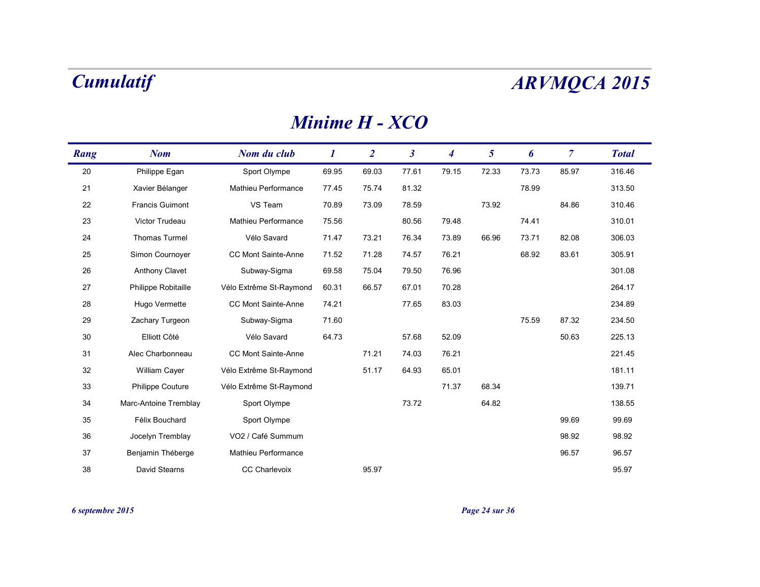# Cumulatif

# ARVMQCA 2015

## Minime H - XCO

| Rang | Nom | Nom du club | 1 | 2 | 3 | 4 | 5 | 6 | 7 | Total |
|---|---|---|---|---|---|---|---|---|---|---|
| 20 | Philippe Egan | Sport Olympe | 69.95 | 69.03 | 77.61 | 79.15 | 72.33 | 73.73 | 85.97 | 316.46 |
| 21 | Xavier Bélanger | Mathieu Performance | 77.45 | 75.74 | 81.32 | | | 78.99 | | 313.50 |
| 22 | Francis Guimont | VS Team | 70.89 | 73.09 | 78.59 | | 73.92 | | 84.86 | 310.46 |
| 23 | Victor Trudeau | Mathieu Performance | 75.56 | | 80.56 | 79.48 | | 74.41 | | 310.01 |
| 24 | Thomas Turmel | Vélo Savard | 71.47 | 73.21 | 76.34 | 73.89 | 66.96 | 73.71 | 82.08 | 306.03 |
| 25 | Simon Cournoyer | CC Mont Sainte-Anne | 71.52 | 71.28 | 74.57 | 76.21 | | 68.92 | 83.61 | 305.91 |
| 26 | Anthony Clavet | Subway-Sigma | 69.58 | 75.04 | 79.50 | 76.96 | | | | 301.08 |
| 27 | Philippe Robitaille | Vélo Extrême St-Raymond | 60.31 | 66.57 | 67.01 | 70.28 | | | | 264.17 |
| 28 | Hugo Vermette | CC Mont Sainte-Anne | 74.21 | | 77.65 | 83.03 | | | | 234.89 |
| 29 | Zachary Turgeon | Subway-Sigma | 71.60 | | | | | 75.59 | 87.32 | 234.50 |
| 30 | Elliott Côté | Vélo Savard | 64.73 | | 57.68 | 52.09 | | | 50.63 | 225.13 |
| 31 | Alec Charbonneau | CC Mont Sainte-Anne | | 71.21 | 74.03 | 76.21 | | | | 221.45 |
| 32 | William Cayer | Vélo Extrême St-Raymond | | 51.17 | 64.93 | 65.01 | | | | 181.11 |
| 33 | Philippe Couture | Vélo Extrême St-Raymond | | | | 71.37 | 68.34 | | | 139.71 |
| 34 | Marc-Antoine Tremblay | Sport Olympe | | | 73.72 | | 64.82 | | | 138.55 |
| 35 | Félix Bouchard | Sport Olympe | | | | | | | 99.69 | 99.69 |
| 36 | Jocelyn Tremblay | VO2 / Café Summum | | | | | | | 98.92 | 98.92 |
| 37 | Benjamin Théberge | Mathieu Performance | | | | | | | 96.57 | 96.57 |
| 38 | David Stearns | CC Charlevoix | | 95.97 | | | | | | 95.97 |

*6 septembre 2015*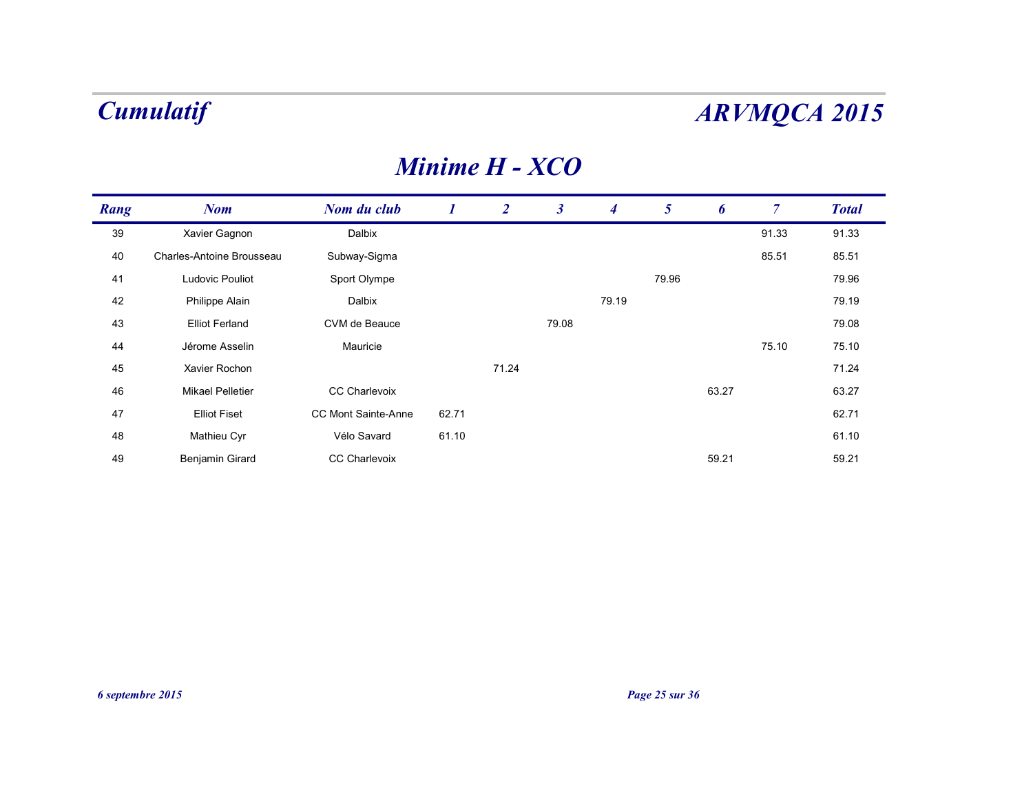# Cumulatif

# ARVMQCA 2015

## Minime H - XCO

| Rang | Nom | Nom du club | 1 | 2 | 3 | 4 | 5 | 6 | 7 | Total |
|---|---|---|---|---|---|---|---|---|---|---|
| 39 | Xavier Gagnon | Dalbix | | | | | | | 91.33 | 91.33 |
| 40 | Charles-Antoine Brousseau | Subway-Sigma | | | | | | | 85.51 | 85.51 |
| 41 | Ludovic Pouliot | Sport Olympe | | | | | 79.96 | | | 79.96 |
| 42 | Philippe Alain | Dalbix | | | | 79.19 | | | | 79.19 |
| 43 | Elliot Ferland | CVM de Beauce | | | 79.08 | | | | | 79.08 |
| 44 | Jérome Asselin | Mauricie | | | | | | | 75.10 | 75.10 |
| 45 | Xavier Rochon | | | 71.24 | | | | | | 71.24 |
| 46 | Mikael Pelletier | CC Charlevoix | | | | | | 63.27 | | 63.27 |
| 47 | Elliot Fiset | CC Mont Sainte-Anne | 62.71 | | | | | | | 62.71 |
| 48 | Mathieu Cyr | Vélo Savard | 61.10 | | | | | | | 61.10 |
| 49 | Benjamin Girard | CC Charlevoix | | | | | | 59.21 | | 59.21 |

*6 septembre 2015*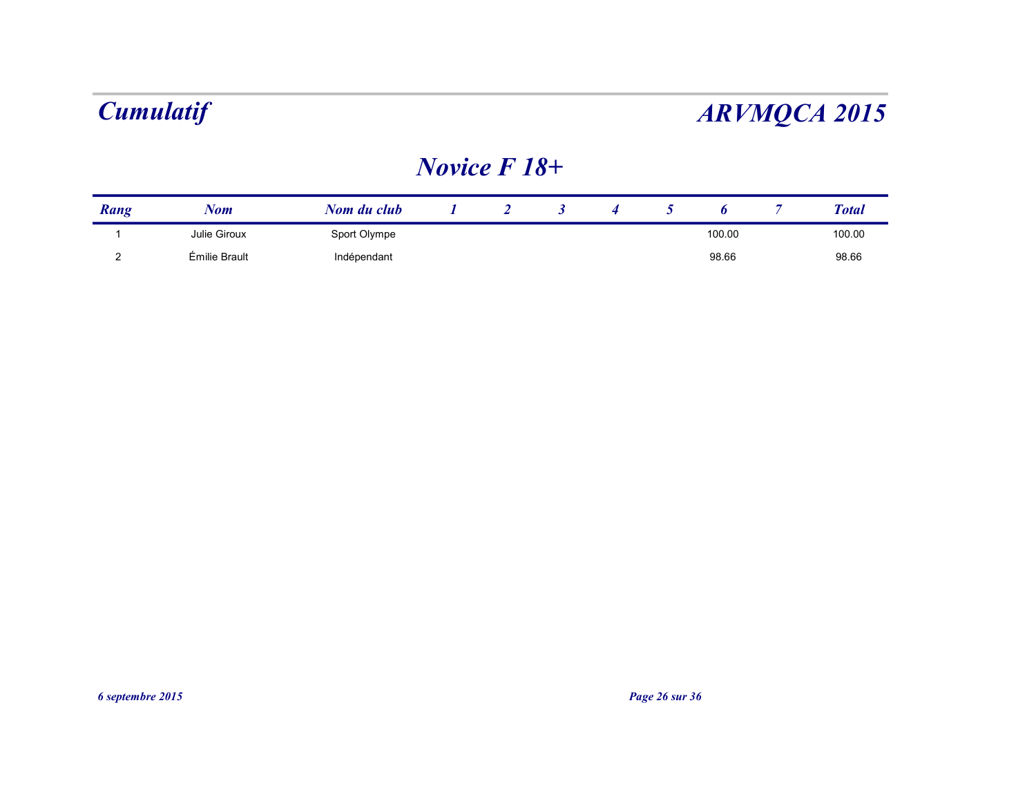# Cumulatif

# ARVMQCA 2015

## Novice F 18+

| Rang | Nom | Nom du club | 1 | 2 | 3 | 4 | 5 | 6 | 7 | Total |
|---|---|---|---|---|---|---|---|---|---|---|
| 1 | Julie Giroux | Sport Olympe | | | | | | 100.00 | | 100.00 |
| 2 | Émilie Brault | Indépendant | | | | | | 98.66 | | 98.66 |

*6 septembre 2015*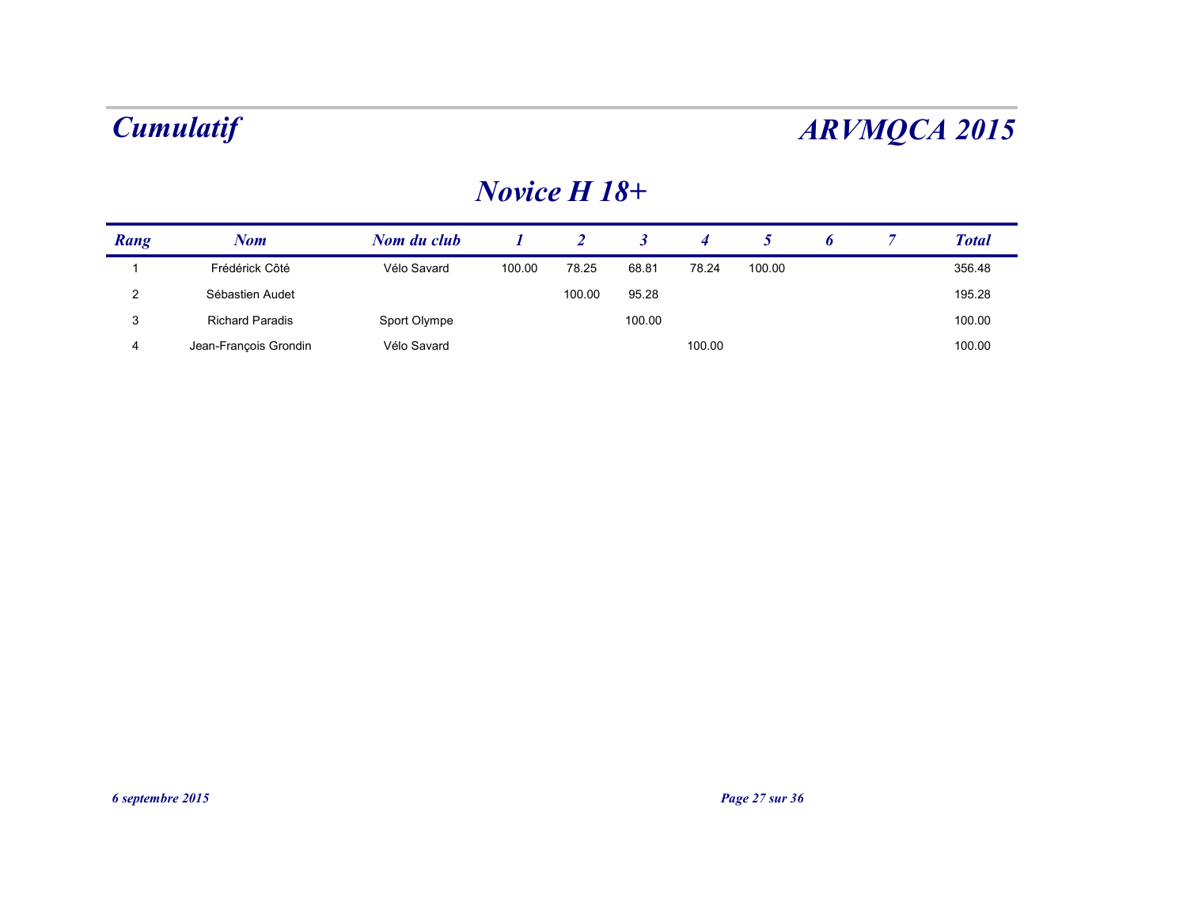# Cumulatif

# ARVMQCA 2015

## Novice H 18+

| Rang | Nom | Nom du club | 1 | 2 | 3 | 4 | 5 | 6 | 7 | Total |
|---|---|---|---|---|---|---|---|---|---|---|
| 1 | Frédérick Côté | Vélo Savard | 100.00 | 78.25 | 68.81 | 78.24 | 100.00 | | | 356.48 |
| 2 | Sébastien Audet | | | 100.00 | 95.28 | | | | | 195.28 |
| 3 | Richard Paradis | Sport Olympe | | | 100.00 | | | | | 100.00 |
| 4 | Jean-François Grondin | Vélo Savard | | | | 100.00 | | | | 100.00 |

*6 septembre 2015*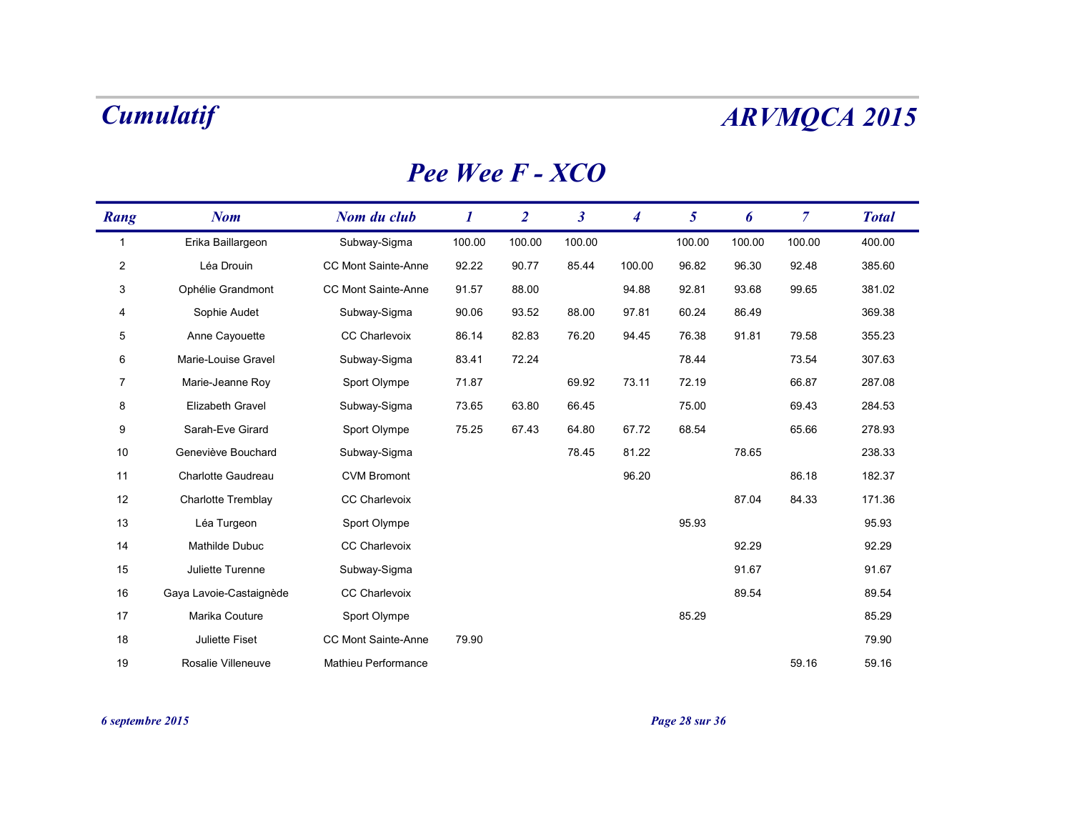# Pee Wee F - XCO

| Rang | Nom | Nom du club | 1 | 2 | 3 | 4 | 5 | 6 | 7 | Total |
|---|---|---|---|---|---|---|---|---|---|---|
| 1 | Erika Baillargeon | Subway-Sigma | 100.00 | 100.00 | 100.00 | | 100.00 | 100.00 | 100.00 | 400.00 |
| 2 | Léa Drouin | CC Mont Sainte-Anne | 92.22 | 90.77 | 85.44 | 100.00 | 96.82 | 96.30 | 92.48 | 385.60 |
| 3 | Ophélie Grandmont | CC Mont Sainte-Anne | 91.57 | 88.00 | | 94.88 | 92.81 | 93.68 | 99.65 | 381.02 |
| 4 | Sophie Audet | Subway-Sigma | 90.06 | 93.52 | 88.00 | 97.81 | 60.24 | 86.49 | | 369.38 |
| 5 | Anne Cayouette | CC Charlevoix | 86.14 | 82.83 | 76.20 | 94.45 | 76.38 | 91.81 | 79.58 | 355.23 |
| 6 | Marie-Louise Gravel | Subway-Sigma | 83.41 | 72.24 | | | 78.44 | | 73.54 | 307.63 |
| 7 | Marie-Jeanne Roy | Sport Olympe | 71.87 | | 69.92 | 73.11 | 72.19 | | 66.87 | 287.08 |
| 8 | Elizabeth Gravel | Subway-Sigma | 73.65 | 63.80 | 66.45 | | 75.00 | | 69.43 | 284.53 |
| 9 | Sarah-Eve Girard | Sport Olympe | 75.25 | 67.43 | 64.80 | 67.72 | 68.54 | | 65.66 | 278.93 |
| 10 | Geneviève Bouchard | Subway-Sigma | | | 78.45 | 81.22 | | 78.65 | | 238.33 |
| 11 | Charlotte Gaudreau | CVM Bromont | | | | 96.20 | | | 86.18 | 182.37 |
| 12 | Charlotte Tremblay | CC Charlevoix | | | | | | 87.04 | 84.33 | 171.36 |
| 13 | Léa Turgeon | Sport Olympe | | | | | 95.93 | | | 95.93 |
| 14 | Mathilde Dubuc | CC Charlevoix | | | | | | 92.29 | | 92.29 |
| 15 | Juliette Turenne | Subway-Sigma | | | | | | 91.67 | | 91.67 |
| 16 | Gaya Lavoie-Castaignède | CC Charlevoix | | | | | | 89.54 | | 89.54 |
| 17 | Marika Couture | Sport Olympe | | | | | 85.29 | | | 85.29 |
| 18 | Juliette Fiset | CC Mont Sainte-Anne | 79.90 | | | | | | | 79.90 |
| 19 | Rosalie Villeneuve | Mathieu Performance | | | | | | | 59.16 | 59.16 |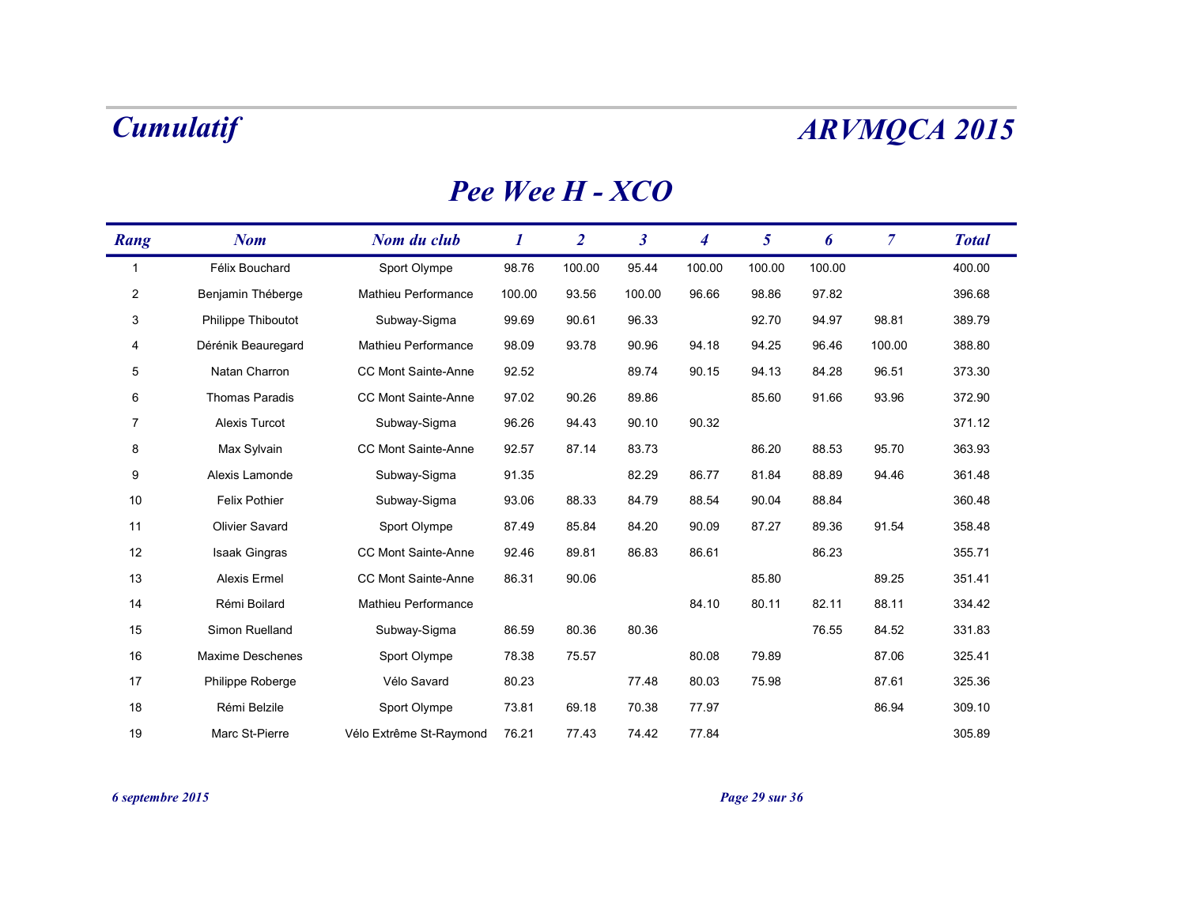# Pee Wee H - XCO

| Rang | Nom | Nom du club | 1 | 2 | 3 | 4 | 5 | 6 | 7 | Total |
|---|---|---|---|---|---|---|---|---|---|---|
| 1 | Félix Bouchard | Sport Olympe | 98.76 | 100.00 | 95.44 | 100.00 | 100.00 | 100.00 | | 400.00 |
| 2 | Benjamin Théberge | Mathieu Performance | 100.00 | 93.56 | 100.00 | 96.66 | 98.86 | 97.82 | | 396.68 |
| 3 | Philippe Thiboutot | Subway-Sigma | 99.69 | 90.61 | 96.33 | | 92.70 | 94.97 | 98.81 | 389.79 |
| 4 | Dérénik Beauregard | Mathieu Performance | 98.09 | 93.78 | 90.96 | 94.18 | 94.25 | 96.46 | 100.00 | 388.80 |
| 5 | Natan Charron | CC Mont Sainte-Anne | 92.52 | | 89.74 | 90.15 | 94.13 | 84.28 | 96.51 | 373.30 |
| 6 | Thomas Paradis | CC Mont Sainte-Anne | 97.02 | 90.26 | 89.86 | | 85.60 | 91.66 | 93.96 | 372.90 |
| 7 | Alexis Turcot | Subway-Sigma | 96.26 | 94.43 | 90.10 | 90.32 | | | | 371.12 |
| 8 | Max Sylvain | CC Mont Sainte-Anne | 92.57 | 87.14 | 83.73 | | 86.20 | 88.53 | 95.70 | 363.93 |
| 9 | Alexis Lamonde | Subway-Sigma | 91.35 | | 82.29 | 86.77 | 81.84 | 88.89 | 94.46 | 361.48 |
| 10 | Felix Pothier | Subway-Sigma | 93.06 | 88.33 | 84.79 | 88.54 | 90.04 | 88.84 | | 360.48 |
| 11 | Olivier Savard | Sport Olympe | 87.49 | 85.84 | 84.20 | 90.09 | 87.27 | 89.36 | 91.54 | 358.48 |
| 12 | Isaak Gingras | CC Mont Sainte-Anne | 92.46 | 89.81 | 86.83 | 86.61 | | 86.23 | | 355.71 |
| 13 | Alexis Ermel | CC Mont Sainte-Anne | 86.31 | 90.06 | | | 85.80 | | 89.25 | 351.41 |
| 14 | Rémi Boilard | Mathieu Performance | | | | 84.10 | 80.11 | 82.11 | 88.11 | 334.42 |
| 15 | Simon Ruelland | Subway-Sigma | 86.59 | 80.36 | 80.36 | | | 76.55 | 84.52 | 331.83 |
| 16 | Maxime Deschenes | Sport Olympe | 78.38 | 75.57 | | 80.08 | 79.89 | | 87.06 | 325.41 |
| 17 | Philippe Roberge | Vélo Savard | 80.23 | | 77.48 | 80.03 | 75.98 | | 87.61 | 325.36 |
| 18 | Rémi Belzile | Sport Olympe | 73.81 | 69.18 | 70.38 | 77.97 | | | 86.94 | 309.10 |
| 19 | Marc St-Pierre | Vélo Extrême St-Raymond | 76.21 | 77.43 | 74.42 | 77.84 | | | | 305.89 |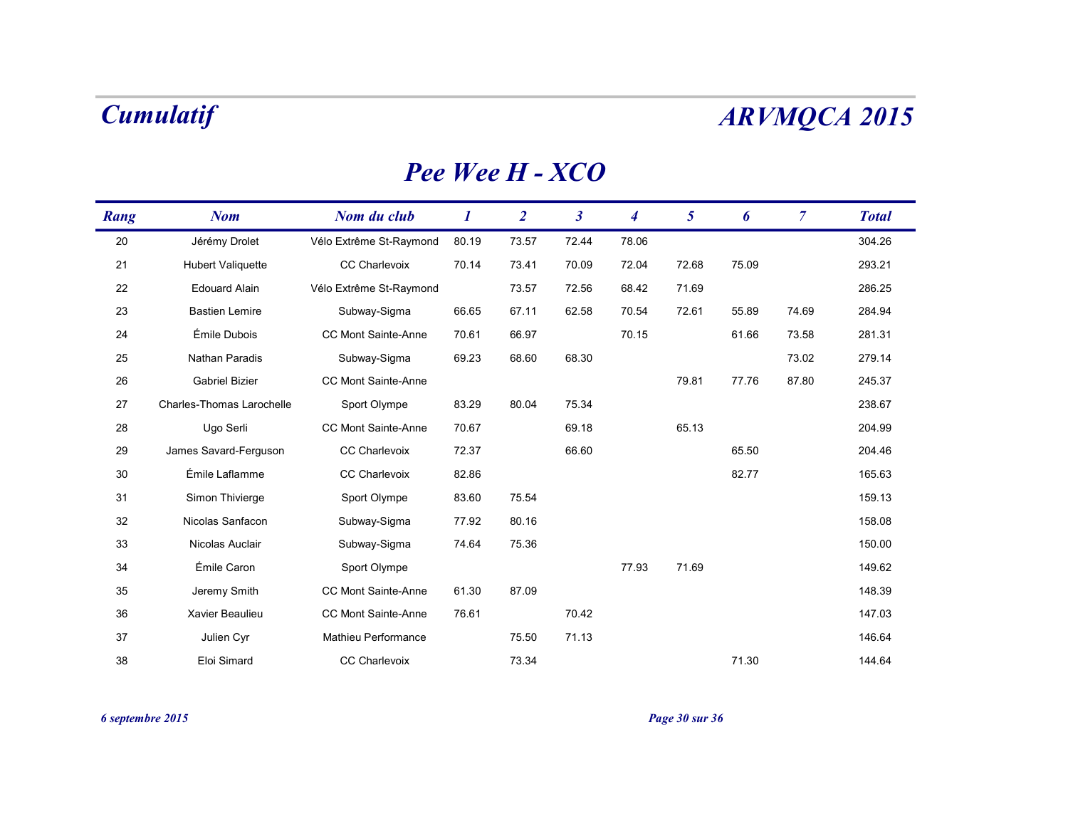# Cumulatif

# ARVMQCA 2015

## Pee Wee H - XCO

| Rang | Nom | Nom du club | 1 | 2 | 3 | 4 | 5 | 6 | 7 | Total |
|---|---|---|---|---|---|---|---|---|---|---|
| 20 | Jérémy Drolet | Vélo Extrême St-Raymond | 80.19 | 73.57 | 72.44 | 78.06 | | | | 304.26 |
| 21 | Hubert Valiquette | CC Charlevoix | 70.14 | 73.41 | 70.09 | 72.04 | 72.68 | 75.09 | | 293.21 |
| 22 | Edouard Alain | Vélo Extrême St-Raymond | | 73.57 | 72.56 | 68.42 | 71.69 | | | 286.25 |
| 23 | Bastien Lemire | Subway-Sigma | 66.65 | 67.11 | 62.58 | 70.54 | 72.61 | 55.89 | 74.69 | 284.94 |
| 24 | Émile Dubois | CC Mont Sainte-Anne | 70.61 | 66.97 | | 70.15 | | 61.66 | 73.58 | 281.31 |
| 25 | Nathan Paradis | Subway-Sigma | 69.23 | 68.60 | 68.30 | | | | 73.02 | 279.14 |
| 26 | Gabriel Bizier | CC Mont Sainte-Anne | | | | | 79.81 | 77.76 | 87.80 | 245.37 |
| 27 | Charles-Thomas Larochelle | Sport Olympe | 83.29 | 80.04 | 75.34 | | | | | 238.67 |
| 28 | Ugo Serli | CC Mont Sainte-Anne | 70.67 | | 69.18 | | 65.13 | | | 204.99 |
| 29 | James Savard-Ferguson | CC Charlevoix | 72.37 | | 66.60 | | | 65.50 | | 204.46 |
| 30 | Émile Laflamme | CC Charlevoix | 82.86 | | | | | 82.77 | | 165.63 |
| 31 | Simon Thivierge | Sport Olympe | 83.60 | 75.54 | | | | | | 159.13 |
| 32 | Nicolas Sanfacon | Subway-Sigma | 77.92 | 80.16 | | | | | | 158.08 |
| 33 | Nicolas Auclair | Subway-Sigma | 74.64 | 75.36 | | | | | | 150.00 |
| 34 | Émile Caron | Sport Olympe | | | | 77.93 | 71.69 | | | 149.62 |
| 35 | Jeremy Smith | CC Mont Sainte-Anne | 61.30 | 87.09 | | | | | | 148.39 |
| 36 | Xavier Beaulieu | CC Mont Sainte-Anne | 76.61 | | 70.42 | | | | | 147.03 |
| 37 | Julien Cyr | Mathieu Performance | | 75.50 | 71.13 | | | | | 146.64 |
| 38 | Eloi Simard | CC Charlevoix | | 73.34 | | | | 71.30 | | 144.64 |

*6 septembre 2015*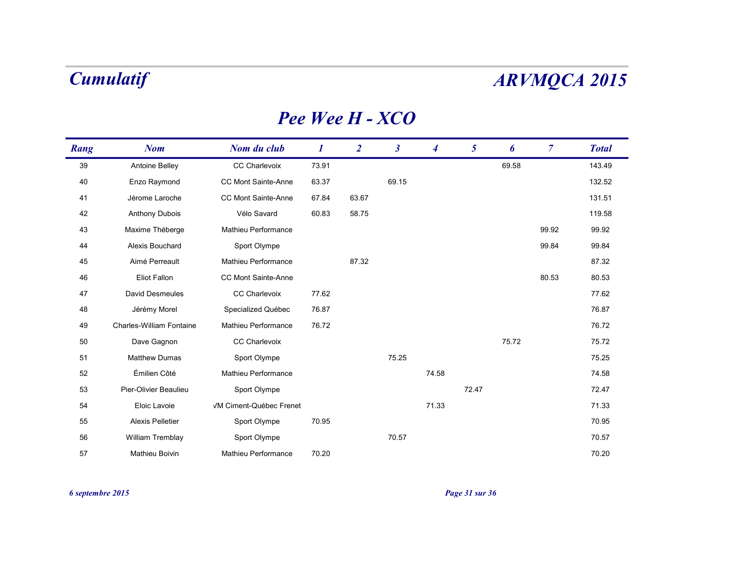# Cumulatif

# ARVMQCA 2015

## Pee Wee H - XCO

| Rang | Nom | Nom du club | 1 | 2 | 3 | 4 | 5 | 6 | 7 | Total |
|---|---|---|---|---|---|---|---|---|---|---|
| 39 | Antoine Belley | CC Charlevoix | 73.91 | | | | | 69.58 | | 143.49 |
| 40 | Enzo Raymond | CC Mont Sainte-Anne | 63.37 | | 69.15 | | | | | 132.52 |
| 41 | Jérome Laroche | CC Mont Sainte-Anne | 67.84 | 63.67 | | | | | | 131.51 |
| 42 | Anthony Dubois | Vélo Savard | 60.83 | 58.75 | | | | | | 119.58 |
| 43 | Maxime Théberge | Mathieu Performance | | | | | | | 99.92 | 99.92 |
| 44 | Alexis Bouchard | Sport Olympe | | | | | | | 99.84 | 99.84 |
| 45 | Aimé Perreault | Mathieu Performance | | 87.32 | | | | | | 87.32 |
| 46 | Eliot Fallon | CC Mont Sainte-Anne | | | | | | | 80.53 | 80.53 |
| 47 | David Desmeules | CC Charlevoix | 77.62 | | | | | | | 77.62 |
| 48 | Jérémy Morel | Specialized Québec | 76.87 | | | | | | | 76.87 |
| 49 | Charles-William Fontaine | Mathieu Performance | 76.72 | | | | | | | 76.72 |
| 50 | Dave Gagnon | CC Charlevoix | | | | | | 75.72 | | 75.72 |
| 51 | Matthew Dumas | Sport Olympe | | | 75.25 | | | | | 75.25 |
| 52 | Émilien Côté | Mathieu Performance | | | | 74.58 | | | | 74.58 |
| 53 | Pier-Olivier Beaulieu | Sport Olympe | | | | | 72.47 | | | 72.47 |
| 54 | Eloic Lavoie | √M Ciment-Québec Frenet | | | | 71.33 | | | | 71.33 |
| 55 | Alexis Pelletier | Sport Olympe | 70.95 | | | | | | | 70.95 |
| 56 | William Tremblay | Sport Olympe | | | 70.57 | | | | | 70.57 |
| 57 | Mathieu Boivin | Mathieu Performance | 70.20 | | | | | | | 70.20 |

*6 septembre 2015*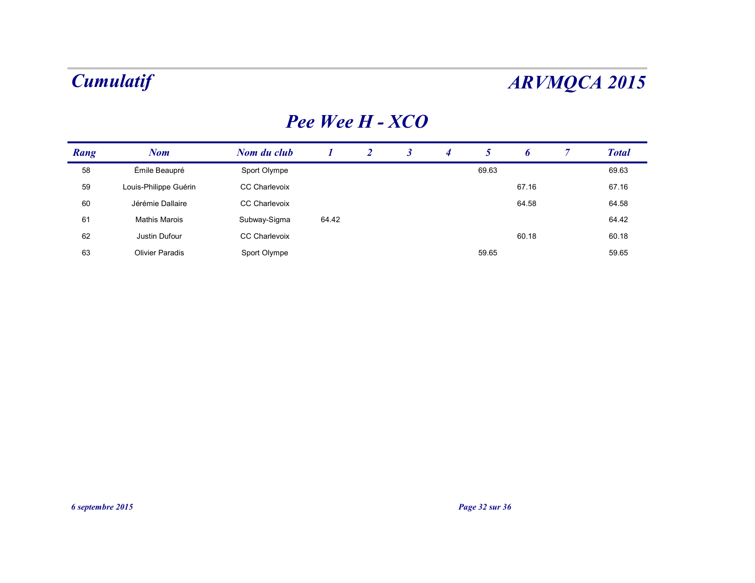# Cumulatif

# ARVMQCA 2015

## Pee Wee H - XCO

| Rang | Nom | Nom du club | 1 | 2 | 3 | 4 | 5 | 6 | 7 | Total |
|---|---|---|---|---|---|---|---|---|---|---|
| 58 | Émile Beaupré | Sport Olympe | | | | | 69.63 | | | 69.63 |
| 59 | Louis-Philippe Guérin | CC Charlevoix | | | | | | 67.16 | | 67.16 |
| 60 | Jérémie Dallaire | CC Charlevoix | | | | | | 64.58 | | 64.58 |
| 61 | Mathis Marois | Subway-Sigma | 64.42 | | | | | | | 64.42 |
| 62 | Justin Dufour | CC Charlevoix | | | | | | 60.18 | | 60.18 |
| 63 | Olivier Paradis | Sport Olympe | | | | | 59.65 | | | 59.65 |

*6 septembre 2015*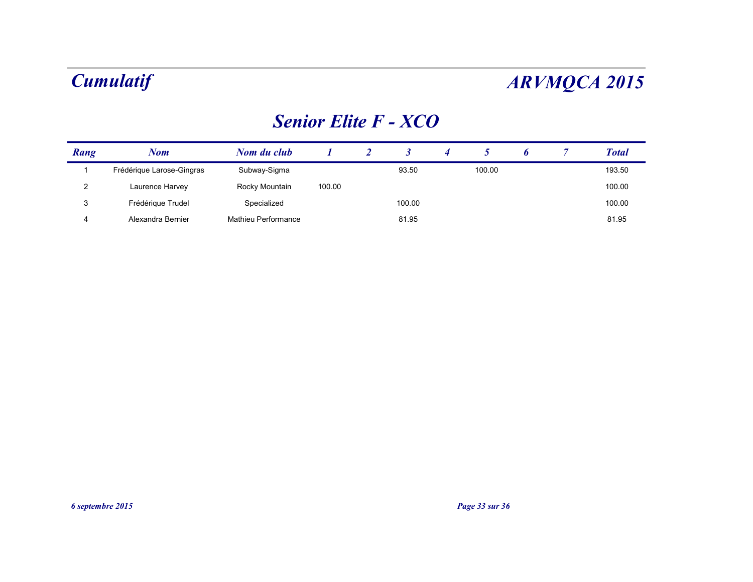# Cumulatif

# ARVMQCA 2015

## Senior Elite F - XCO

| Rang | Nom | Nom du club | 1 | 2 | 3 | 4 | 5 | 6 | 7 | Total |
|---|---|---|---|---|---|---|---|---|---|---|
| 1 | Frédérique Larose-Gingras | Subway-Sigma | | | 93.50 | | 100.00 | | | 193.50 |
| 2 | Laurence Harvey | Rocky Mountain | 100.00 | | | | | | | 100.00 |
| 3 | Frédérique Trudel | Specialized | | | 100.00 | | | | | 100.00 |
| 4 | Alexandra Bernier | Mathieu Performance | | | 81.95 | | | | | 81.95 |

*6 septembre 2015*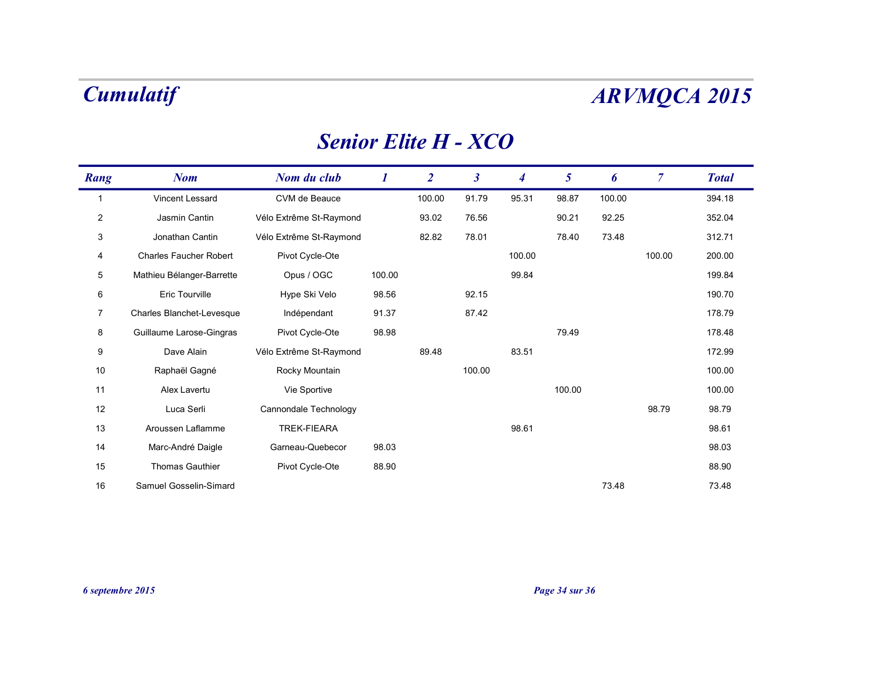# Cumulatif

# ARVMQCA 2015

## Senior Elite H - XCO

| Rang | Nom | Nom du club | 1 | 2 | 3 | 4 | 5 | 6 | 7 | Total |
|---|---|---|---|---|---|---|---|---|---|---|
| 1 | Vincent Lessard | CVM de Beauce | | 100.00 | 91.79 | 95.31 | 98.87 | 100.00 | | 394.18 |
| 2 | Jasmin Cantin | Vélo Extrême St-Raymond | | 93.02 | 76.56 | | 90.21 | 92.25 | | 352.04 |
| 3 | Jonathan Cantin | Vélo Extrême St-Raymond | | 82.82 | 78.01 | | 78.40 | 73.48 | | 312.71 |
| 4 | Charles Faucher Robert | Pivot Cycle-Ote | | | | 100.00 | | | 100.00 | 200.00 |
| 5 | Mathieu Bélanger-Barrette | Opus / OGC | 100.00 | | | 99.84 | | | | 199.84 |
| 6 | Eric Tourville | Hype Ski Velo | 98.56 | | 92.15 | | | | | 190.70 |
| 7 | Charles Blanchet-Levesque | Indépendant | 91.37 | | 87.42 | | | | | 178.79 |
| 8 | Guillaume Larose-Gingras | Pivot Cycle-Ote | 98.98 | | | | 79.49 | | | 178.48 |
| 9 | Dave Alain | Vélo Extrême St-Raymond | | 89.48 | | 83.51 | | | | 172.99 |
| 10 | Raphaël Gagné | Rocky Mountain | | | 100.00 | | | | | 100.00 |
| 11 | Alex Lavertu | Vie Sportive | | | | | 100.00 | | | 100.00 |
| 12 | Luca Serli | Cannondale Technology | | | | | | | 98.79 | 98.79 |
| 13 | Aroussen Laflamme | TREK-FIEARA | | | | 98.61 | | | | 98.61 |
| 14 | Marc-André Daigle | Garneau-Quebecor | 98.03 | | | | | | | 98.03 |
| 15 | Thomas Gauthier | Pivot Cycle-Ote | 88.90 | | | | | | | 88.90 |
| 16 | Samuel Gosselin-Simard | | | | | | | 73.48 | | 73.48 |

*6 septembre 2015*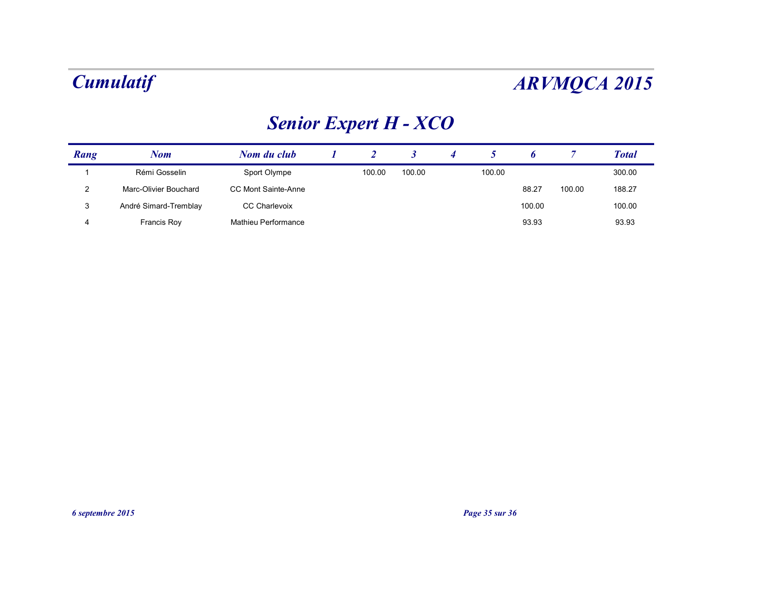# Cumulatif

# ARVMQCA 2015

## Senior Expert H - XCO

| Rang | Nom | Nom du club | 1 | 2 | 3 | 4 | 5 | 6 | 7 | Total |
|---|---|---|---|---|---|---|---|---|---|---|
| 1 | Rémi Gosselin | Sport Olympe | | 100.00 | 100.00 | | 100.00 | | | 300.00 |
| 2 | Marc-Olivier Bouchard | CC Mont Sainte-Anne | | | | | | 88.27 | 100.00 | 188.27 |
| 3 | André Simard-Tremblay | CC Charlevoix | | | | | | 100.00 | | 100.00 |
| 4 | Francis Roy | Mathieu Performance | | | | | | 93.93 | | 93.93 |

*6 septembre 2015*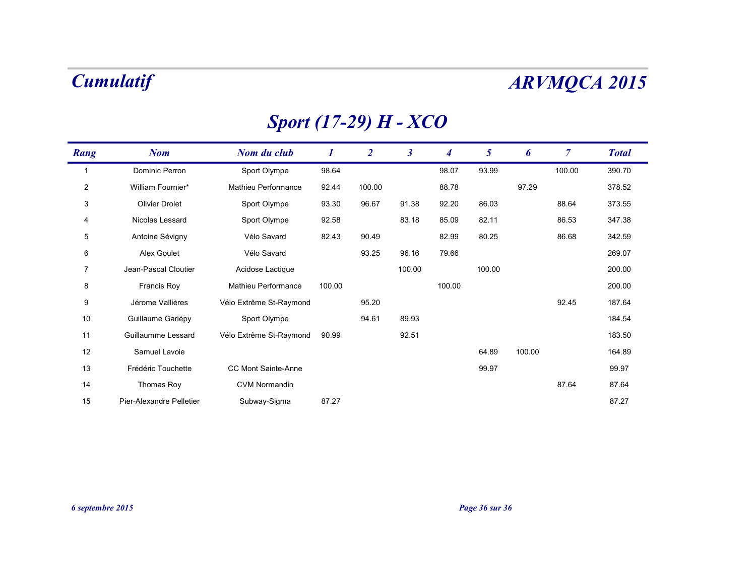# Cumulatif

# ARVMQCA 2015

## Sport (17-29) H - XCO

| Rang | Nom | Nom du club | 1 | 2 | 3 | 4 | 5 | 6 | 7 | Total |
|---|---|---|---|---|---|---|---|---|---|---|
| 1 | Dominic Perron | Sport Olympe | 98.64 | | | 98.07 | 93.99 | | 100.00 | 390.70 |
| 2 | William Fournier* | Mathieu Performance | 92.44 | 100.00 | | 88.78 | | 97.29 | | 378.52 |
| 3 | Olivier Drolet | Sport Olympe | 93.30 | 96.67 | 91.38 | 92.20 | 86.03 | | 88.64 | 373.55 |
| 4 | Nicolas Lessard | Sport Olympe | 92.58 | | 83.18 | 85.09 | 82.11 | | 86.53 | 347.38 |
| 5 | Antoine Sévigny | Vélo Savard | 82.43 | 90.49 | | 82.99 | 80.25 | | 86.68 | 342.59 |
| 6 | Alex Goulet | Vélo Savard | | 93.25 | 96.16 | 79.66 | | | | 269.07 |
| 7 | Jean-Pascal Cloutier | Acidose Lactique | | | 100.00 | | 100.00 | | | 200.00 |
| 8 | Francis Roy | Mathieu Performance | 100.00 | | | 100.00 | | | | 200.00 |
| 9 | Jérome Vallières | Vélo Extrême St-Raymond | | 95.20 | | | | | 92.45 | 187.64 |
| 10 | Guillaume Gariépy | Sport Olympe | | 94.61 | 89.93 | | | | | 184.54 |
| 11 | Guillaumme Lessard | Vélo Extrême St-Raymond | 90.99 | | 92.51 | | | | | 183.50 |
| 12 | Samuel Lavoie | | | | | | 64.89 | 100.00 | | 164.89 |
| 13 | Frédéric Touchette | CC Mont Sainte-Anne | | | | | 99.97 | | | 99.97 |
| 14 | Thomas Roy | CVM Normandin | | | | | | | 87.64 | 87.64 |
| 15 | Pier-Alexandre Pelletier | Subway-Sigma | 87.27 | | | | | | | 87.27 |

*6 septembre 2015*